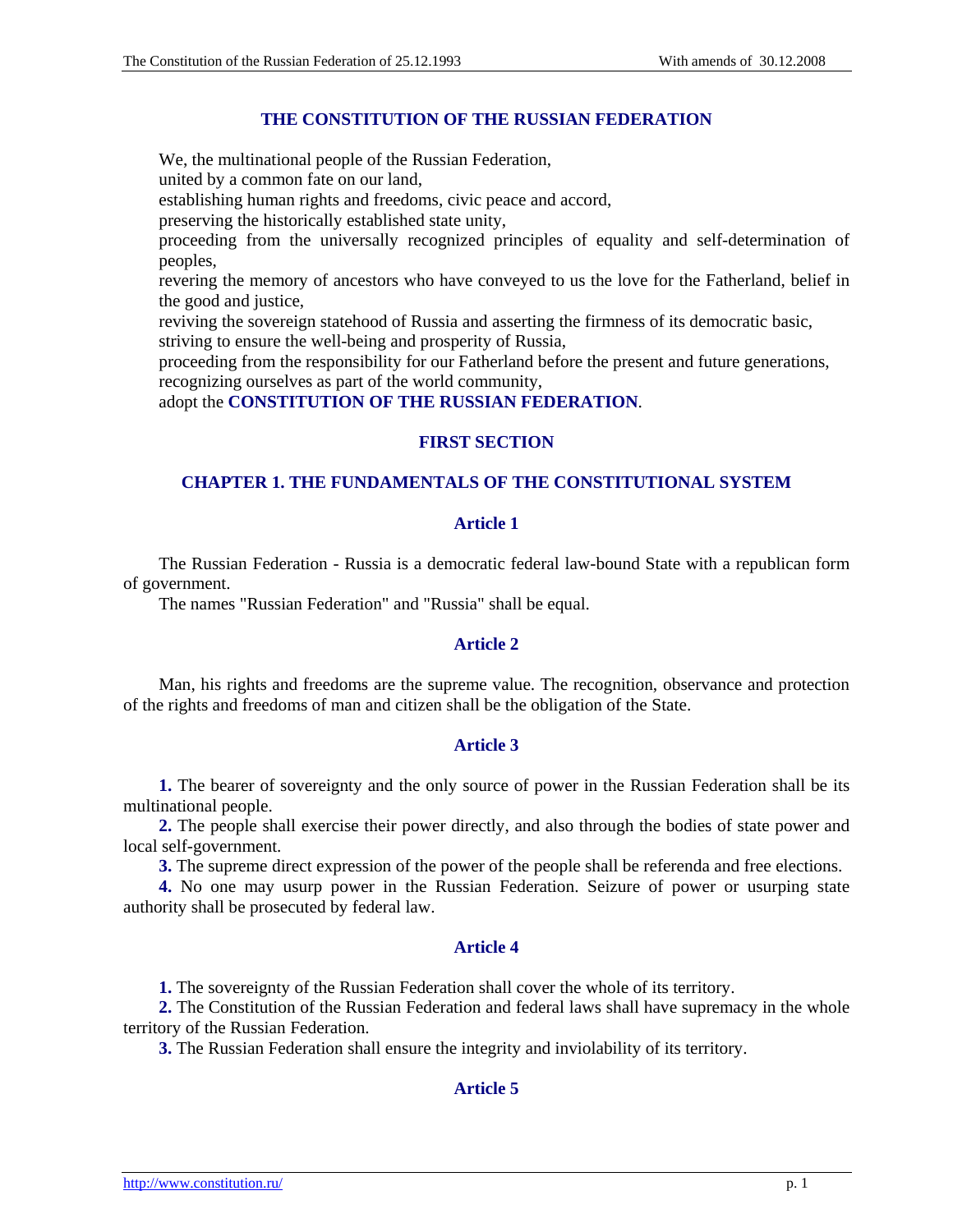# THE CONSTITUTION OF THE RUSSIAN FEDERATION

We, the multinational people of the Russian Federation,
united by a common fate on our land,
establishing human rights and freedoms, civic peace and accord,
preserving the historically established state unity,
proceeding from the universally recognized principles of equality and self-determination of peoples,
revering the memory of ancestors who have conveyed to us the love for the Fatherland, belief in the good and justice,
reviving the sovereign statehood of Russia and asserting the firmness of its democratic basic,
striving to ensure the well-being and prosperity of Russia,
proceeding from the responsibility for our Fatherland before the present and future generations,
recognizing ourselves as part of the world community,
adopt the **CONSTITUTION OF THE RUSSIAN FEDERATION**.

## FIRST SECTION

## CHAPTER 1. THE FUNDAMENTALS OF THE CONSTITUTIONAL SYSTEM

### Article 1

The Russian Federation - Russia is a democratic federal law-bound State with a republican form of government.

The names "Russian Federation" and "Russia" shall be equal.

### Article 2

Man, his rights and freedoms are the supreme value. The recognition, observance and protection of the rights and freedoms of man and citizen shall be the obligation of the State.

### Article 3

**1.** The bearer of sovereignty and the only source of power in the Russian Federation shall be its multinational people.

**2.** The people shall exercise their power directly, and also through the bodies of state power and local self-government.

**3.** The supreme direct expression of the power of the people shall be referenda and free elections.

**4.** No one may usurp power in the Russian Federation. Seizure of power or usurping state authority shall be prosecuted by federal law.

### Article 4

**1.** The sovereignty of the Russian Federation shall cover the whole of its territory.

**2.** The Constitution of the Russian Federation and federal laws shall have supremacy in the whole territory of the Russian Federation.

**3.** The Russian Federation shall ensure the integrity and inviolability of its territory.

### Article 5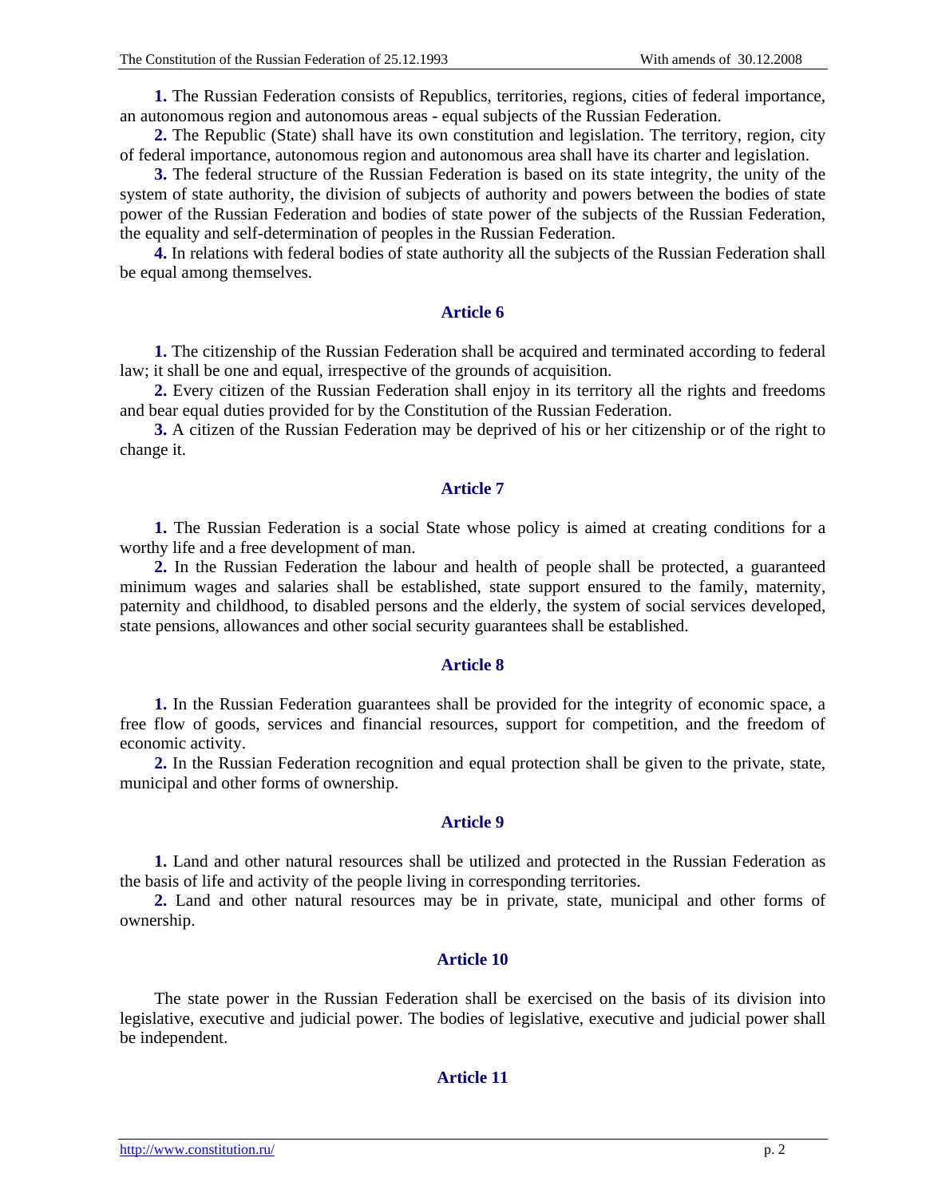**1.** The Russian Federation consists of Republics, territories, regions, cities of federal importance, an autonomous region and autonomous areas - equal subjects of the Russian Federation.

**2.** The Republic (State) shall have its own constitution and legislation. The territory, region, city of federal importance, autonomous region and autonomous area shall have its charter and legislation.

**3.** The federal structure of the Russian Federation is based on its state integrity, the unity of the system of state authority, the division of subjects of authority and powers between the bodies of state power of the Russian Federation and bodies of state power of the subjects of the Russian Federation, the equality and self-determination of peoples in the Russian Federation.

**4.** In relations with federal bodies of state authority all the subjects of the Russian Federation shall be equal among themselves.

## Article 6

**1.** The citizenship of the Russian Federation shall be acquired and terminated according to federal law; it shall be one and equal, irrespective of the grounds of acquisition.

**2.** Every citizen of the Russian Federation shall enjoy in its territory all the rights and freedoms and bear equal duties provided for by the Constitution of the Russian Federation.

**3.** A citizen of the Russian Federation may be deprived of his or her citizenship or of the right to change it.

## Article 7

**1.** The Russian Federation is a social State whose policy is aimed at creating conditions for a worthy life and a free development of man.

**2.** In the Russian Federation the labour and health of people shall be protected, a guaranteed minimum wages and salaries shall be established, state support ensured to the family, maternity, paternity and childhood, to disabled persons and the elderly, the system of social services developed, state pensions, allowances and other social security guarantees shall be established.

## Article 8

**1.** In the Russian Federation guarantees shall be provided for the integrity of economic space, a free flow of goods, services and financial resources, support for competition, and the freedom of economic activity.

**2.** In the Russian Federation recognition and equal protection shall be given to the private, state, municipal and other forms of ownership.

## Article 9

**1.** Land and other natural resources shall be utilized and protected in the Russian Federation as the basis of life and activity of the people living in corresponding territories.

**2.** Land and other natural resources may be in private, state, municipal and other forms of ownership.

## Article 10

The state power in the Russian Federation shall be exercised on the basis of its division into legislative, executive and judicial power. The bodies of legislative, executive and judicial power shall be independent.

## Article 11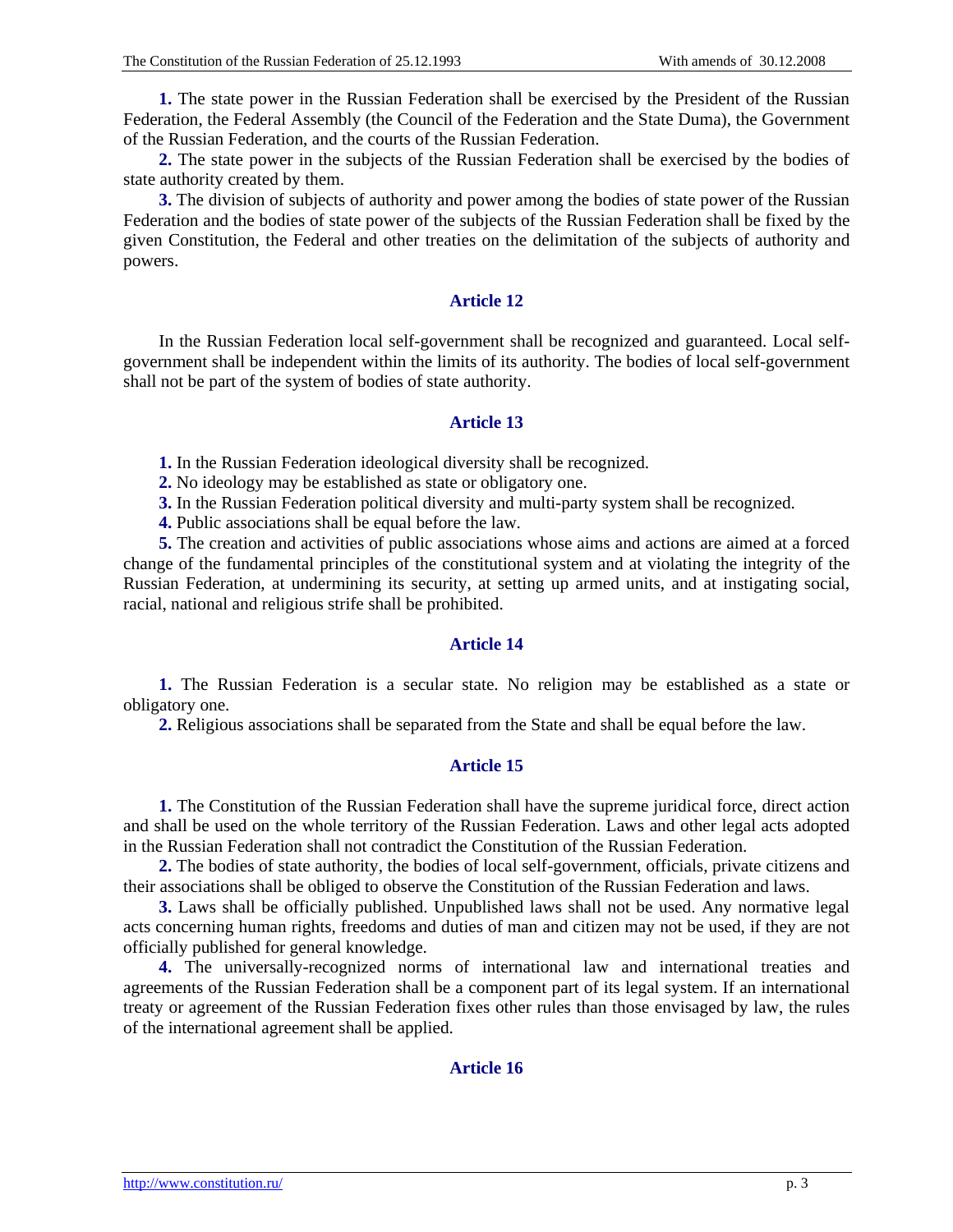**1.** The state power in the Russian Federation shall be exercised by the President of the Russian Federation, the Federal Assembly (the Council of the Federation and the State Duma), the Government of the Russian Federation, and the courts of the Russian Federation.

**2.** The state power in the subjects of the Russian Federation shall be exercised by the bodies of state authority created by them.

**3.** The division of subjects of authority and power among the bodies of state power of the Russian Federation and the bodies of state power of the subjects of the Russian Federation shall be fixed by the given Constitution, the Federal and other treaties on the delimitation of the subjects of authority and powers.

## Article 12

In the Russian Federation local self-government shall be recognized and guaranteed. Local self-government shall be independent within the limits of its authority. The bodies of local self-government shall not be part of the system of bodies of state authority.

## Article 13

**1.** In the Russian Federation ideological diversity shall be recognized.

**2.** No ideology may be established as state or obligatory one.

**3.** In the Russian Federation political diversity and multi-party system shall be recognized.

**4.** Public associations shall be equal before the law.

**5.** The creation and activities of public associations whose aims and actions are aimed at a forced change of the fundamental principles of the constitutional system and at violating the integrity of the Russian Federation, at undermining its security, at setting up armed units, and at instigating social, racial, national and religious strife shall be prohibited.

## Article 14

**1.** The Russian Federation is a secular state. No religion may be established as a state or obligatory one.

**2.** Religious associations shall be separated from the State and shall be equal before the law.

## Article 15

**1.** The Constitution of the Russian Federation shall have the supreme juridical force, direct action and shall be used on the whole territory of the Russian Federation. Laws and other legal acts adopted in the Russian Federation shall not contradict the Constitution of the Russian Federation.

**2.** The bodies of state authority, the bodies of local self-government, officials, private citizens and their associations shall be obliged to observe the Constitution of the Russian Federation and laws.

**3.** Laws shall be officially published. Unpublished laws shall not be used. Any normative legal acts concerning human rights, freedoms and duties of man and citizen may not be used, if they are not officially published for general knowledge.

**4.** The universally-recognized norms of international law and international treaties and agreements of the Russian Federation shall be a component part of its legal system. If an international treaty or agreement of the Russian Federation fixes other rules than those envisaged by law, the rules of the international agreement shall be applied.

## Article 16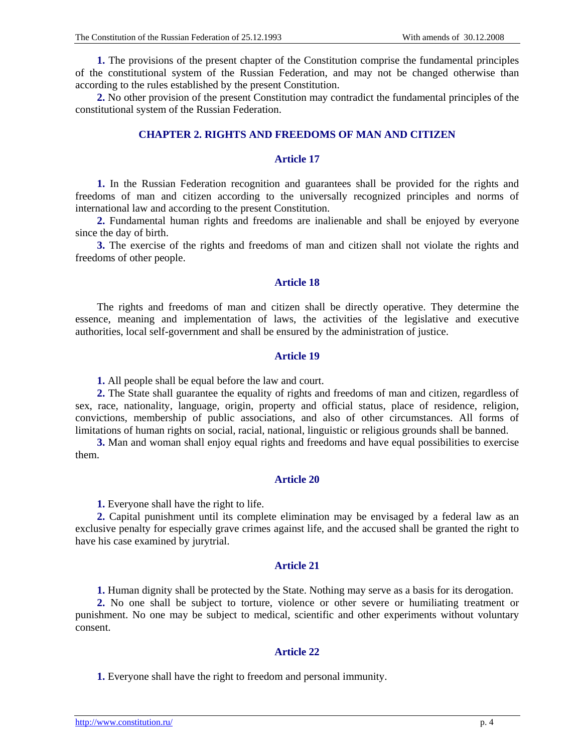**1.** The provisions of the present chapter of the Constitution comprise the fundamental principles of the constitutional system of the Russian Federation, and may not be changed otherwise than according to the rules established by the present Constitution.

**2.** No other provision of the present Constitution may contradict the fundamental principles of the constitutional system of the Russian Federation.

## CHAPTER 2. RIGHTS AND FREEDOMS OF MAN AND CITIZEN

### Article 17

**1.** In the Russian Federation recognition and guarantees shall be provided for the rights and freedoms of man and citizen according to the universally recognized principles and norms of international law and according to the present Constitution.

**2.** Fundamental human rights and freedoms are inalienable and shall be enjoyed by everyone since the day of birth.

**3.** The exercise of the rights and freedoms of man and citizen shall not violate the rights and freedoms of other people.

### Article 18

The rights and freedoms of man and citizen shall be directly operative. They determine the essence, meaning and implementation of laws, the activities of the legislative and executive authorities, local self-government and shall be ensured by the administration of justice.

### Article 19

**1.** All people shall be equal before the law and court.

**2.** The State shall guarantee the equality of rights and freedoms of man and citizen, regardless of sex, race, nationality, language, origin, property and official status, place of residence, religion, convictions, membership of public associations, and also of other circumstances. All forms of limitations of human rights on social, racial, national, linguistic or religious grounds shall be banned.

**3.** Man and woman shall enjoy equal rights and freedoms and have equal possibilities to exercise them.

### Article 20

**1.** Everyone shall have the right to life.

**2.** Capital punishment until its complete elimination may be envisaged by a federal law as an exclusive penalty for especially grave crimes against life, and the accused shall be granted the right to have his case examined by jurytrial.

### Article 21

**1.** Human dignity shall be protected by the State. Nothing may serve as a basis for its derogation.

**2.** No one shall be subject to torture, violence or other severe or humiliating treatment or punishment. No one may be subject to medical, scientific and other experiments without voluntary consent.

### Article 22

**1.** Everyone shall have the right to freedom and personal immunity.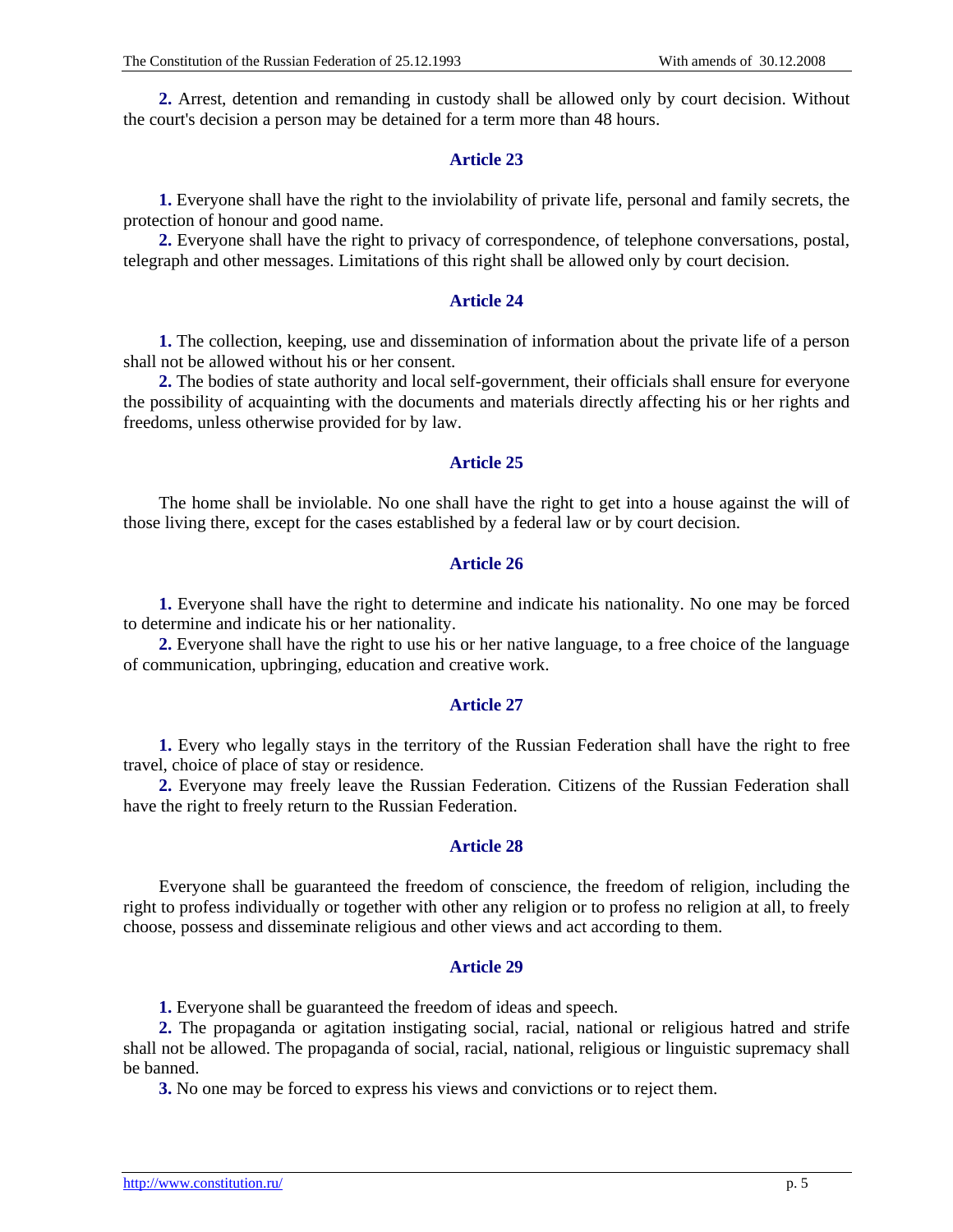**2.** Arrest, detention and remanding in custody shall be allowed only by court decision. Without the court's decision a person may be detained for a term more than 48 hours.

### Article 23

**1.** Everyone shall have the right to the inviolability of private life, personal and family secrets, the protection of honour and good name.

**2.** Everyone shall have the right to privacy of correspondence, of telephone conversations, postal, telegraph and other messages. Limitations of this right shall be allowed only by court decision.

### Article 24

**1.** The collection, keeping, use and dissemination of information about the private life of a person shall not be allowed without his or her consent.

**2.** The bodies of state authority and local self-government, their officials shall ensure for everyone the possibility of acquainting with the documents and materials directly affecting his or her rights and freedoms, unless otherwise provided for by law.

### Article 25

The home shall be inviolable. No one shall have the right to get into a house against the will of those living there, except for the cases established by a federal law or by court decision.

### Article 26

**1.** Everyone shall have the right to determine and indicate his nationality. No one may be forced to determine and indicate his or her nationality.

**2.** Everyone shall have the right to use his or her native language, to a free choice of the language of communication, upbringing, education and creative work.

### Article 27

**1.** Every who legally stays in the territory of the Russian Federation shall have the right to free travel, choice of place of stay or residence.

**2.** Everyone may freely leave the Russian Federation. Citizens of the Russian Federation shall have the right to freely return to the Russian Federation.

### Article 28

Everyone shall be guaranteed the freedom of conscience, the freedom of religion, including the right to profess individually or together with other any religion or to profess no religion at all, to freely choose, possess and disseminate religious and other views and act according to them.

### Article 29

**1.** Everyone shall be guaranteed the freedom of ideas and speech.

**2.** The propaganda or agitation instigating social, racial, national or religious hatred and strife shall not be allowed. The propaganda of social, racial, national, religious or linguistic supremacy shall be banned.

**3.** No one may be forced to express his views and convictions or to reject them.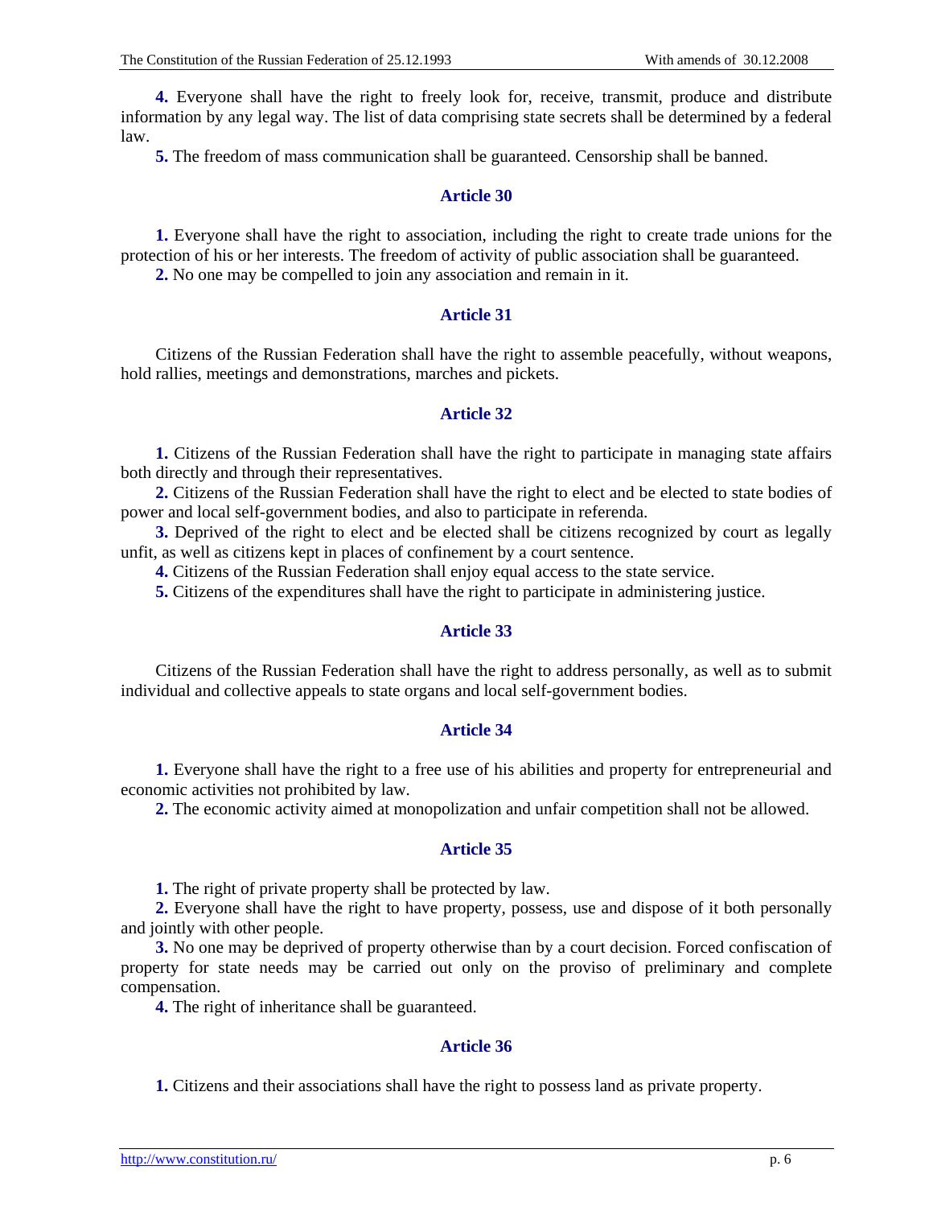**4.** Everyone shall have the right to freely look for, receive, transmit, produce and distribute information by any legal way. The list of data comprising state secrets shall be determined by a federal law.

**5.** The freedom of mass communication shall be guaranteed. Censorship shall be banned.

## Article 30

**1.** Everyone shall have the right to association, including the right to create trade unions for the protection of his or her interests. The freedom of activity of public association shall be guaranteed.

**2.** No one may be compelled to join any association and remain in it.

## Article 31

Citizens of the Russian Federation shall have the right to assemble peacefully, without weapons, hold rallies, meetings and demonstrations, marches and pickets.

## Article 32

**1.** Citizens of the Russian Federation shall have the right to participate in managing state affairs both directly and through their representatives.

**2.** Citizens of the Russian Federation shall have the right to elect and be elected to state bodies of power and local self-government bodies, and also to participate in referenda.

**3.** Deprived of the right to elect and be elected shall be citizens recognized by court as legally unfit, as well as citizens kept in places of confinement by a court sentence.

**4.** Citizens of the Russian Federation shall enjoy equal access to the state service.

**5.** Citizens of the expenditures shall have the right to participate in administering justice.

## Article 33

Citizens of the Russian Federation shall have the right to address personally, as well as to submit individual and collective appeals to state organs and local self-government bodies.

## Article 34

**1.** Everyone shall have the right to a free use of his abilities and property for entrepreneurial and economic activities not prohibited by law.

**2.** The economic activity aimed at monopolization and unfair competition shall not be allowed.

## Article 35

**1.** The right of private property shall be protected by law.

**2.** Everyone shall have the right to have property, possess, use and dispose of it both personally and jointly with other people.

**3.** No one may be deprived of property otherwise than by a court decision. Forced confiscation of property for state needs may be carried out only on the proviso of preliminary and complete compensation.

**4.** The right of inheritance shall be guaranteed.

## Article 36

**1.** Citizens and their associations shall have the right to possess land as private property.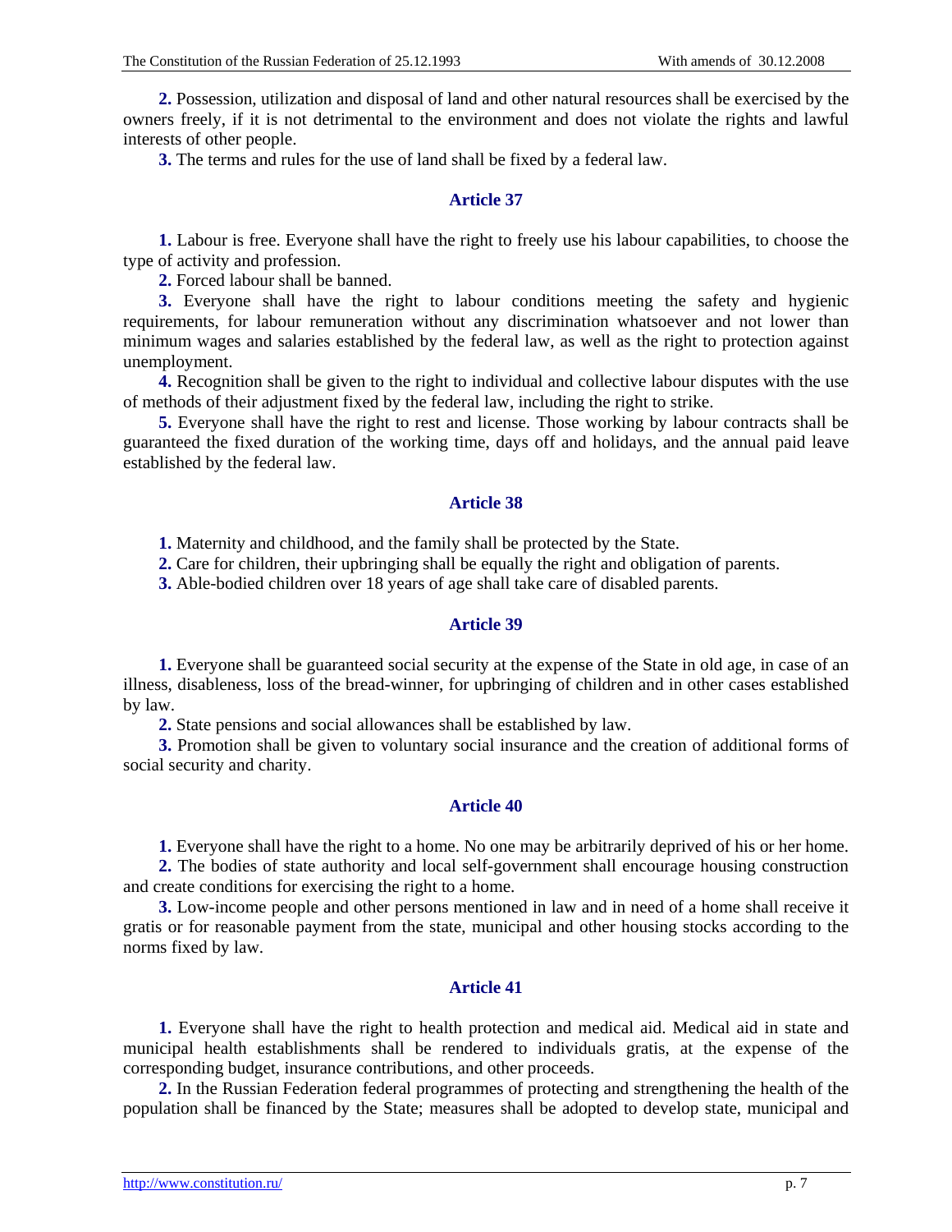**2.** Possession, utilization and disposal of land and other natural resources shall be exercised by the owners freely, if it is not detrimental to the environment and does not violate the rights and lawful interests of other people.

**3.** The terms and rules for the use of land shall be fixed by a federal law.

## Article 37

**1.** Labour is free. Everyone shall have the right to freely use his labour capabilities, to choose the type of activity and profession.

**2.** Forced labour shall be banned.

**3.** Everyone shall have the right to labour conditions meeting the safety and hygienic requirements, for labour remuneration without any discrimination whatsoever and not lower than minimum wages and salaries established by the federal law, as well as the right to protection against unemployment.

**4.** Recognition shall be given to the right to individual and collective labour disputes with the use of methods of their adjustment fixed by the federal law, including the right to strike.

**5.** Everyone shall have the right to rest and license. Those working by labour contracts shall be guaranteed the fixed duration of the working time, days off and holidays, and the annual paid leave established by the federal law.

## Article 38

**1.** Maternity and childhood, and the family shall be protected by the State.

**2.** Care for children, their upbringing shall be equally the right and obligation of parents.

**3.** Able-bodied children over 18 years of age shall take care of disabled parents.

## Article 39

**1.** Everyone shall be guaranteed social security at the expense of the State in old age, in case of an illness, disableness, loss of the bread-winner, for upbringing of children and in other cases established by law.

**2.** State pensions and social allowances shall be established by law.

**3.** Promotion shall be given to voluntary social insurance and the creation of additional forms of social security and charity.

## Article 40

**1.** Everyone shall have the right to a home. No one may be arbitrarily deprived of his or her home.

**2.** The bodies of state authority and local self-government shall encourage housing construction and create conditions for exercising the right to a home.

**3.** Low-income people and other persons mentioned in law and in need of a home shall receive it gratis or for reasonable payment from the state, municipal and other housing stocks according to the norms fixed by law.

## Article 41

**1.** Everyone shall have the right to health protection and medical aid. Medical aid in state and municipal health establishments shall be rendered to individuals gratis, at the expense of the corresponding budget, insurance contributions, and other proceeds.

**2.** In the Russian Federation federal programmes of protecting and strengthening the health of the population shall be financed by the State; measures shall be adopted to develop state, municipal and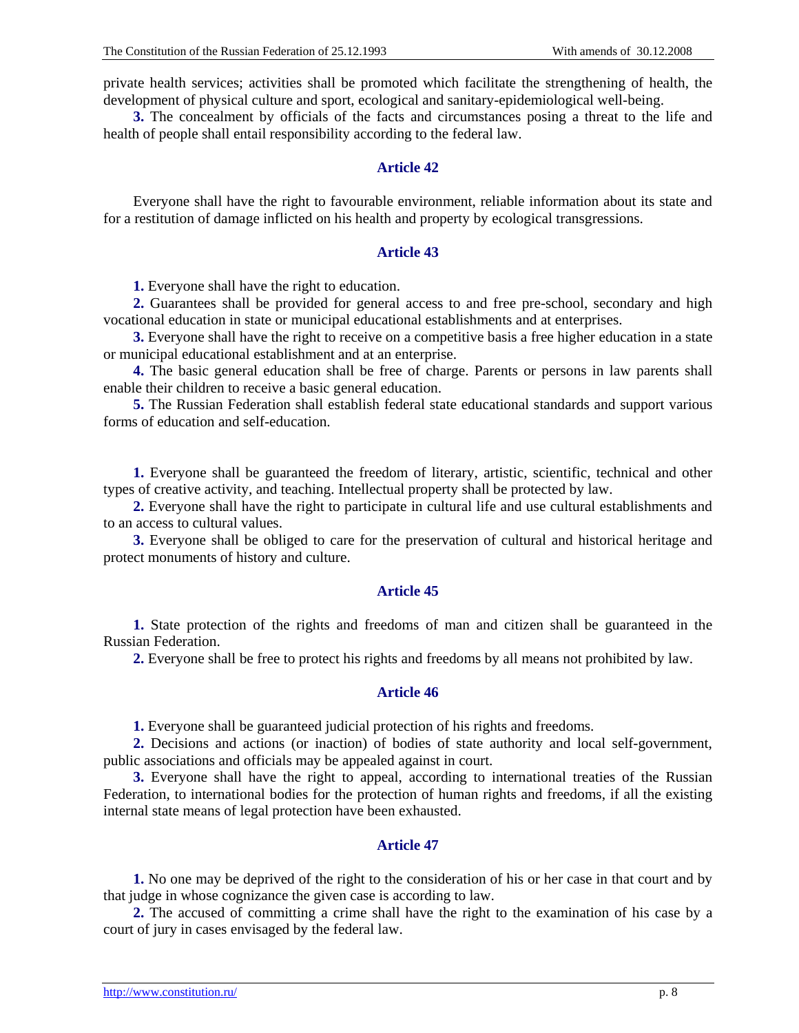private health services; activities shall be promoted which facilitate the strengthening of health, the development of physical culture and sport, ecological and sanitary-epidemiological well-being.

**3.** The concealment by officials of the facts and circumstances posing a threat to the life and health of people shall entail responsibility according to the federal law.

### Article 42

Everyone shall have the right to favourable environment, reliable information about its state and for a restitution of damage inflicted on his health and property by ecological transgressions.

### Article 43

**1.** Everyone shall have the right to education.

**2.** Guarantees shall be provided for general access to and free pre-school, secondary and high vocational education in state or municipal educational establishments and at enterprises.

**3.** Everyone shall have the right to receive on a competitive basis a free higher education in a state or municipal educational establishment and at an enterprise.

**4.** The basic general education shall be free of charge. Parents or persons in law parents shall enable their children to receive a basic general education.

**5.** The Russian Federation shall establish federal state educational standards and support various forms of education and self-education.

**1.** Everyone shall be guaranteed the freedom of literary, artistic, scientific, technical and other types of creative activity, and teaching. Intellectual property shall be protected by law.

**2.** Everyone shall have the right to participate in cultural life and use cultural establishments and to an access to cultural values.

**3.** Everyone shall be obliged to care for the preservation of cultural and historical heritage and protect monuments of history and culture.

### Article 45

**1.** State protection of the rights and freedoms of man and citizen shall be guaranteed in the Russian Federation.

**2.** Everyone shall be free to protect his rights and freedoms by all means not prohibited by law.

### Article 46

**1.** Everyone shall be guaranteed judicial protection of his rights and freedoms.

**2.** Decisions and actions (or inaction) of bodies of state authority and local self-government, public associations and officials may be appealed against in court.

**3.** Everyone shall have the right to appeal, according to international treaties of the Russian Federation, to international bodies for the protection of human rights and freedoms, if all the existing internal state means of legal protection have been exhausted.

### Article 47

**1.** No one may be deprived of the right to the consideration of his or her case in that court and by that judge in whose cognizance the given case is according to law.

**2.** The accused of committing a crime shall have the right to the examination of his case by a court of jury in cases envisaged by the federal law.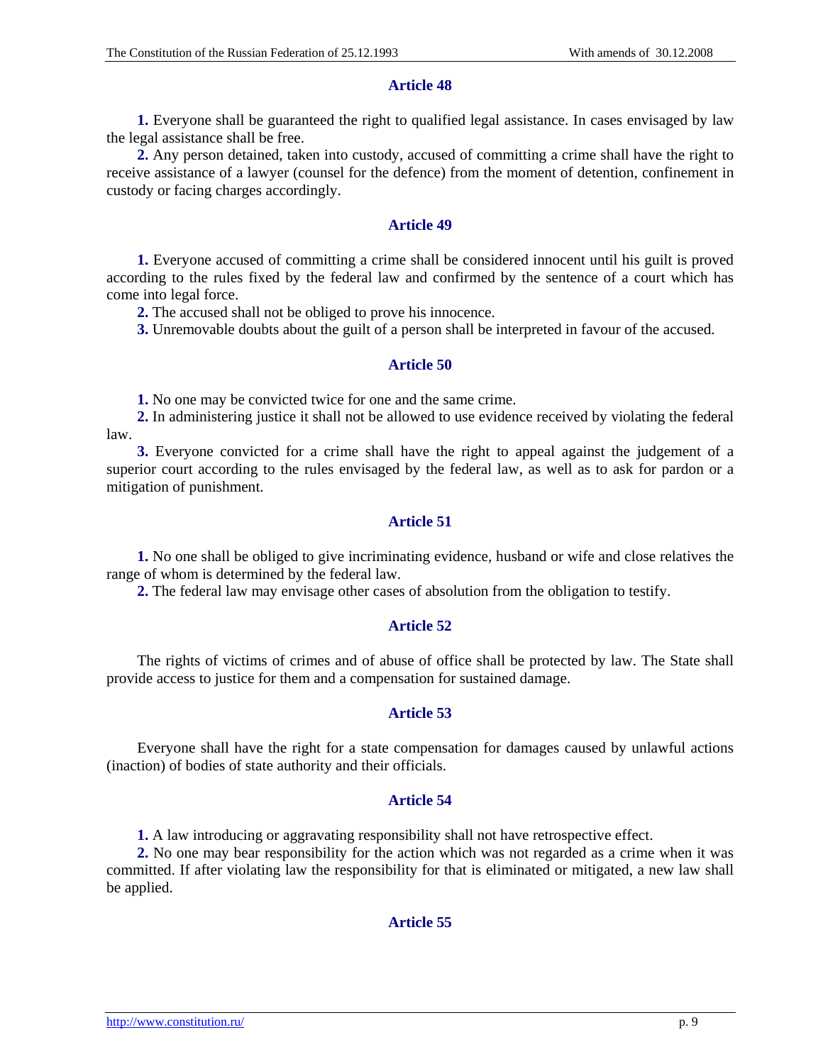### Article 48

**1.** Everyone shall be guaranteed the right to qualified legal assistance. In cases envisaged by law the legal assistance shall be free.

**2.** Any person detained, taken into custody, accused of committing a crime shall have the right to receive assistance of a lawyer (counsel for the defence) from the moment of detention, confinement in custody or facing charges accordingly.

### Article 49

**1.** Everyone accused of committing a crime shall be considered innocent until his guilt is proved according to the rules fixed by the federal law and confirmed by the sentence of a court which has come into legal force.

**2.** The accused shall not be obliged to prove his innocence.

**3.** Unremovable doubts about the guilt of a person shall be interpreted in favour of the accused.

### Article 50

**1.** No one may be convicted twice for one and the same crime.

**2.** In administering justice it shall not be allowed to use evidence received by violating the federal law.

**3.** Everyone convicted for a crime shall have the right to appeal against the judgement of a superior court according to the rules envisaged by the federal law, as well as to ask for pardon or a mitigation of punishment.

### Article 51

**1.** No one shall be obliged to give incriminating evidence, husband or wife and close relatives the range of whom is determined by the federal law.

**2.** The federal law may envisage other cases of absolution from the obligation to testify.

### Article 52

The rights of victims of crimes and of abuse of office shall be protected by law. The State shall provide access to justice for them and a compensation for sustained damage.

### Article 53

Everyone shall have the right for a state compensation for damages caused by unlawful actions (inaction) of bodies of state authority and their officials.

### Article 54

**1.** A law introducing or aggravating responsibility shall not have retrospective effect.

**2.** No one may bear responsibility for the action which was not regarded as a crime when it was committed. If after violating law the responsibility for that is eliminated or mitigated, a new law shall be applied.

### Article 55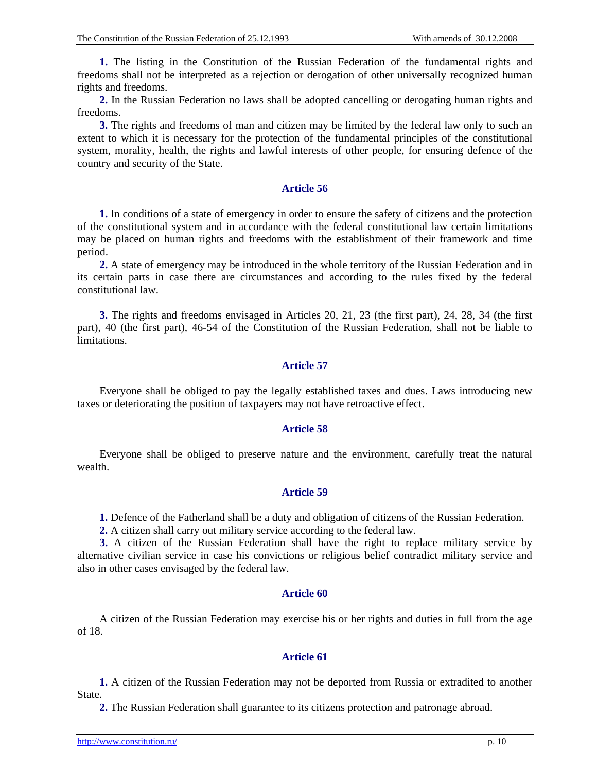**1.** The listing in the Constitution of the Russian Federation of the fundamental rights and freedoms shall not be interpreted as a rejection or derogation of other universally recognized human rights and freedoms.

**2.** In the Russian Federation no laws shall be adopted cancelling or derogating human rights and freedoms.

**3.** The rights and freedoms of man and citizen may be limited by the federal law only to such an extent to which it is necessary for the protection of the fundamental principles of the constitutional system, morality, health, the rights and lawful interests of other people, for ensuring defence of the country and security of the State.

### Article 56

**1.** In conditions of a state of emergency in order to ensure the safety of citizens and the protection of the constitutional system and in accordance with the federal constitutional law certain limitations may be placed on human rights and freedoms with the establishment of their framework and time period.

**2.** A state of emergency may be introduced in the whole territory of the Russian Federation and in its certain parts in case there are circumstances and according to the rules fixed by the federal constitutional law.

**3.** The rights and freedoms envisaged in Articles 20, 21, 23 (the first part), 24, 28, 34 (the first part), 40 (the first part), 46-54 of the Constitution of the Russian Federation, shall not be liable to limitations.

### Article 57

Everyone shall be obliged to pay the legally established taxes and dues. Laws introducing new taxes or deteriorating the position of taxpayers may not have retroactive effect.

### Article 58

Everyone shall be obliged to preserve nature and the environment, carefully treat the natural wealth.

### Article 59

**1.** Defence of the Fatherland shall be a duty and obligation of citizens of the Russian Federation.

**2.** A citizen shall carry out military service according to the federal law.

**3.** A citizen of the Russian Federation shall have the right to replace military service by alternative civilian service in case his convictions or religious belief contradict military service and also in other cases envisaged by the federal law.

### Article 60

A citizen of the Russian Federation may exercise his or her rights and duties in full from the age of 18.

### Article 61

**1.** A citizen of the Russian Federation may not be deported from Russia or extradited to another State.

**2.** The Russian Federation shall guarantee to its citizens protection and patronage abroad.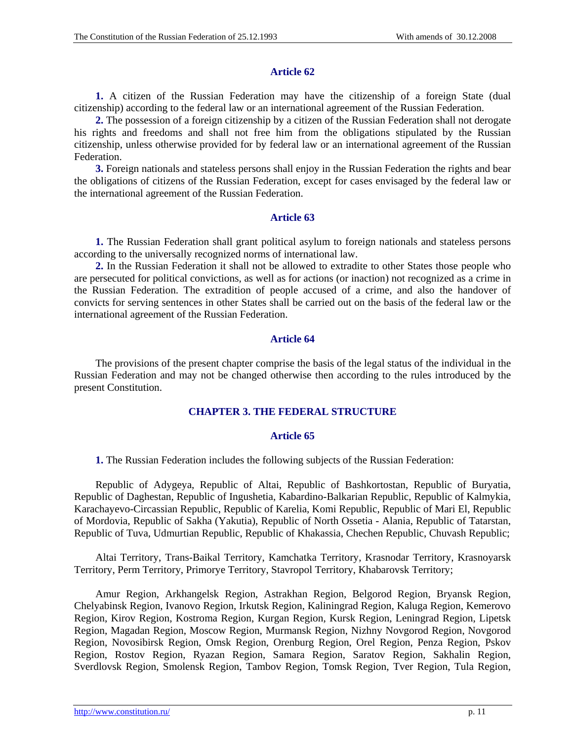### Article 62

**1.** A citizen of the Russian Federation may have the citizenship of a foreign State (dual citizenship) according to the federal law or an international agreement of the Russian Federation.

**2.** The possession of a foreign citizenship by a citizen of the Russian Federation shall not derogate his rights and freedoms and shall not free him from the obligations stipulated by the Russian citizenship, unless otherwise provided for by federal law or an international agreement of the Russian Federation.

**3.** Foreign nationals and stateless persons shall enjoy in the Russian Federation the rights and bear the obligations of citizens of the Russian Federation, except for cases envisaged by the federal law or the international agreement of the Russian Federation.

### Article 63

**1.** The Russian Federation shall grant political asylum to foreign nationals and stateless persons according to the universally recognized norms of international law.

**2.** In the Russian Federation it shall not be allowed to extradite to other States those people who are persecuted for political convictions, as well as for actions (or inaction) not recognized as a crime in the Russian Federation. The extradition of people accused of a crime, and also the handover of convicts for serving sentences in other States shall be carried out on the basis of the federal law or the international agreement of the Russian Federation.

### Article 64

The provisions of the present chapter comprise the basis of the legal status of the individual in the Russian Federation and may not be changed otherwise then according to the rules introduced by the present Constitution.

## CHAPTER 3. THE FEDERAL STRUCTURE

### Article 65

**1.** The Russian Federation includes the following subjects of the Russian Federation:

Republic of Adygeya, Republic of Altai, Republic of Bashkortostan, Republic of Buryatia, Republic of Daghestan, Republic of Ingushetia, Kabardino-Balkarian Republic, Republic of Kalmykia, Karachayevo-Circassian Republic, Republic of Karelia, Komi Republic, Republic of Mari El, Republic of Mordovia, Republic of Sakha (Yakutia), Republic of North Ossetia - Alania, Republic of Tatarstan, Republic of Tuva, Udmurtian Republic, Republic of Khakassia, Chechen Republic, Chuvash Republic;

Altai Territory, Trans-Baikal Territory, Kamchatka Territory, Krasnodar Territory, Krasnoyarsk Territory, Perm Territory, Primorye Territory, Stavropol Territory, Khabarovsk Territory;

Amur Region, Arkhangelsk Region, Astrakhan Region, Belgorod Region, Bryansk Region, Chelyabinsk Region, Ivanovo Region, Irkutsk Region, Kaliningrad Region, Kaluga Region, Kemerovo Region, Kirov Region, Kostroma Region, Kurgan Region, Kursk Region, Leningrad Region, Lipetsk Region, Magadan Region, Moscow Region, Murmansk Region, Nizhny Novgorod Region, Novgorod Region, Novosibirsk Region, Omsk Region, Orenburg Region, Orel Region, Penza Region, Pskov Region, Rostov Region, Ryazan Region, Samara Region, Saratov Region, Sakhalin Region, Sverdlovsk Region, Smolensk Region, Tambov Region, Tomsk Region, Tver Region, Tula Region,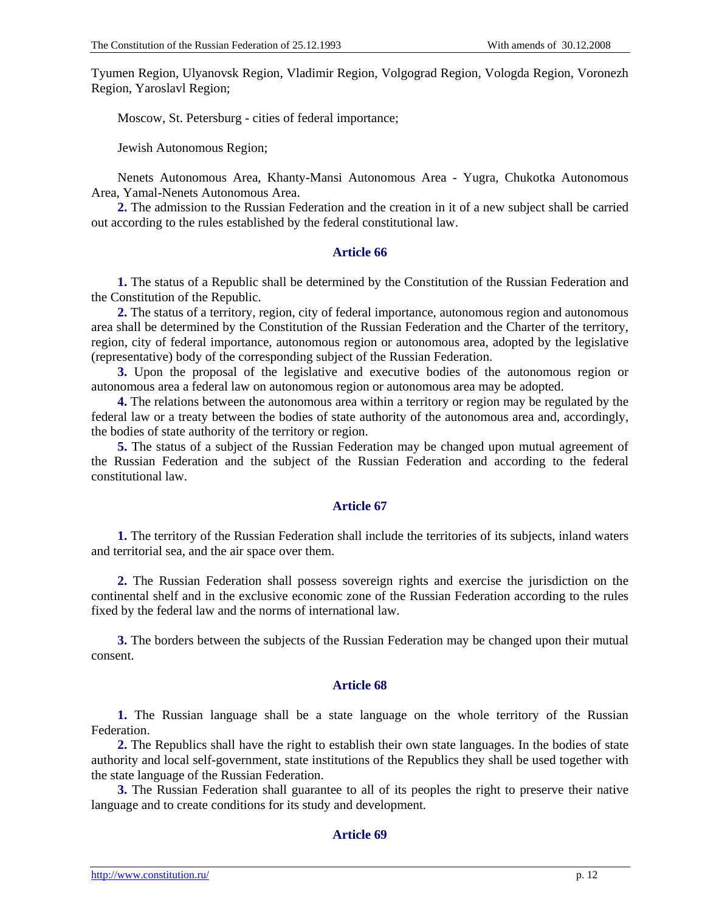Tyumen Region, Ulyanovsk Region, Vladimir Region, Volgograd Region, Vologda Region, Voronezh Region, Yaroslavl Region;

Moscow, St. Petersburg - cities of federal importance;

Jewish Autonomous Region;

Nenets Autonomous Area, Khanty-Mansi Autonomous Area - Yugra, Chukotka Autonomous Area, Yamal-Nenets Autonomous Area.

**2.** The admission to the Russian Federation and the creation in it of a new subject shall be carried out according to the rules established by the federal constitutional law.

## Article 66

**1.** The status of a Republic shall be determined by the Constitution of the Russian Federation and the Constitution of the Republic.

**2.** The status of a territory, region, city of federal importance, autonomous region and autonomous area shall be determined by the Constitution of the Russian Federation and the Charter of the territory, region, city of federal importance, autonomous region or autonomous area, adopted by the legislative (representative) body of the corresponding subject of the Russian Federation.

**3.** Upon the proposal of the legislative and executive bodies of the autonomous region or autonomous area a federal law on autonomous region or autonomous area may be adopted.

**4.** The relations between the autonomous area within a territory or region may be regulated by the federal law or a treaty between the bodies of state authority of the autonomous area and, accordingly, the bodies of state authority of the territory or region.

**5.** The status of a subject of the Russian Federation may be changed upon mutual agreement of the Russian Federation and the subject of the Russian Federation and according to the federal constitutional law.

## Article 67

**1.** The territory of the Russian Federation shall include the territories of its subjects, inland waters and territorial sea, and the air space over them.

**2.** The Russian Federation shall possess sovereign rights and exercise the jurisdiction on the continental shelf and in the exclusive economic zone of the Russian Federation according to the rules fixed by the federal law and the norms of international law.

**3.** The borders between the subjects of the Russian Federation may be changed upon their mutual consent.

## Article 68

**1.** The Russian language shall be a state language on the whole territory of the Russian Federation.

**2.** The Republics shall have the right to establish their own state languages. In the bodies of state authority and local self-government, state institutions of the Republics they shall be used together with the state language of the Russian Federation.

**3.** The Russian Federation shall guarantee to all of its peoples the right to preserve their native language and to create conditions for its study and development.

## Article 69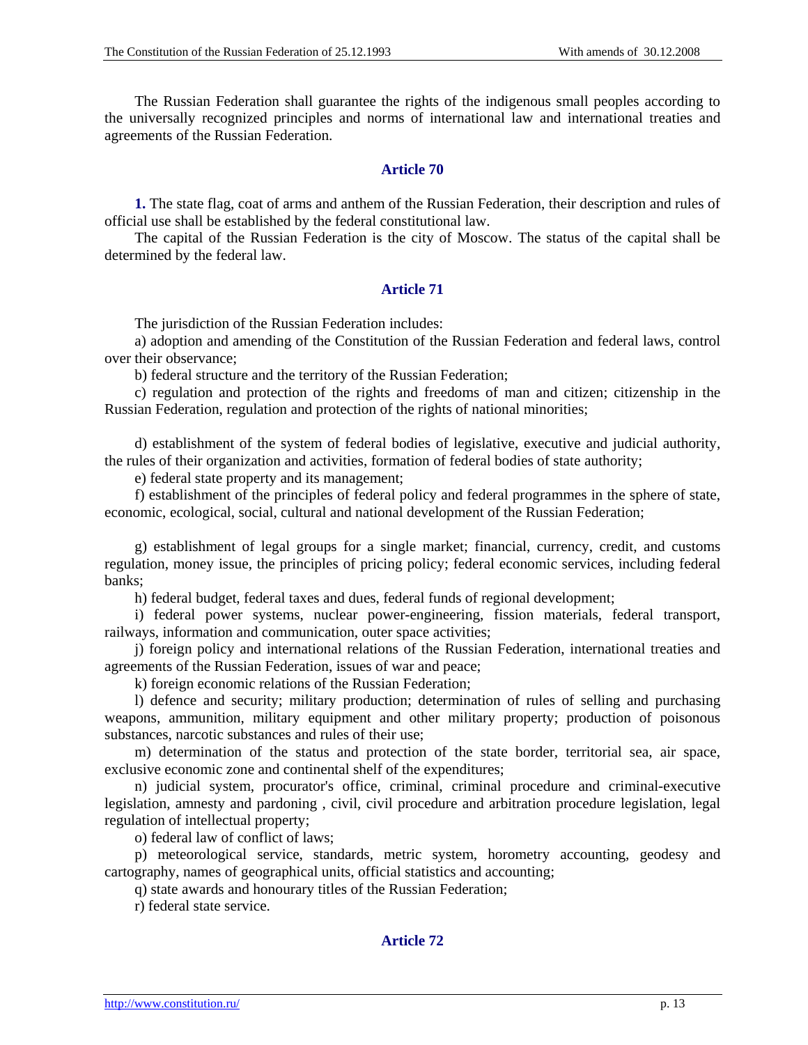The Russian Federation shall guarantee the rights of the indigenous small peoples according to the universally recognized principles and norms of international law and international treaties and agreements of the Russian Federation.

### Article 70

**1.** The state flag, coat of arms and anthem of the Russian Federation, their description and rules of official use shall be established by the federal constitutional law.

The capital of the Russian Federation is the city of Moscow. The status of the capital shall be determined by the federal law.

### Article 71

The jurisdiction of the Russian Federation includes:

a) adoption and amending of the Constitution of the Russian Federation and federal laws, control over their observance;

b) federal structure and the territory of the Russian Federation;

c) regulation and protection of the rights and freedoms of man and citizen; citizenship in the Russian Federation, regulation and protection of the rights of national minorities;

d) establishment of the system of federal bodies of legislative, executive and judicial authority, the rules of their organization and activities, formation of federal bodies of state authority;

e) federal state property and its management;

f) establishment of the principles of federal policy and federal programmes in the sphere of state, economic, ecological, social, cultural and national development of the Russian Federation;

g) establishment of legal groups for a single market; financial, currency, credit, and customs regulation, money issue, the principles of pricing policy; federal economic services, including federal banks;

h) federal budget, federal taxes and dues, federal funds of regional development;

i) federal power systems, nuclear power-engineering, fission materials, federal transport, railways, information and communication, outer space activities;

j) foreign policy and international relations of the Russian Federation, international treaties and agreements of the Russian Federation, issues of war and peace;

k) foreign economic relations of the Russian Federation;

l) defence and security; military production; determination of rules of selling and purchasing weapons, ammunition, military equipment and other military property; production of poisonous substances, narcotic substances and rules of their use;

m) determination of the status and protection of the state border, territorial sea, air space, exclusive economic zone and continental shelf of the expenditures;

n) judicial system, procurator's office, criminal, criminal procedure and criminal-executive legislation, amnesty and pardoning , civil, civil procedure and arbitration procedure legislation, legal regulation of intellectual property;

o) federal law of conflict of laws;

p) meteorological service, standards, metric system, horometry accounting, geodesy and cartography, names of geographical units, official statistics and accounting;

q) state awards and honourary titles of the Russian Federation;

r) federal state service.

### Article 72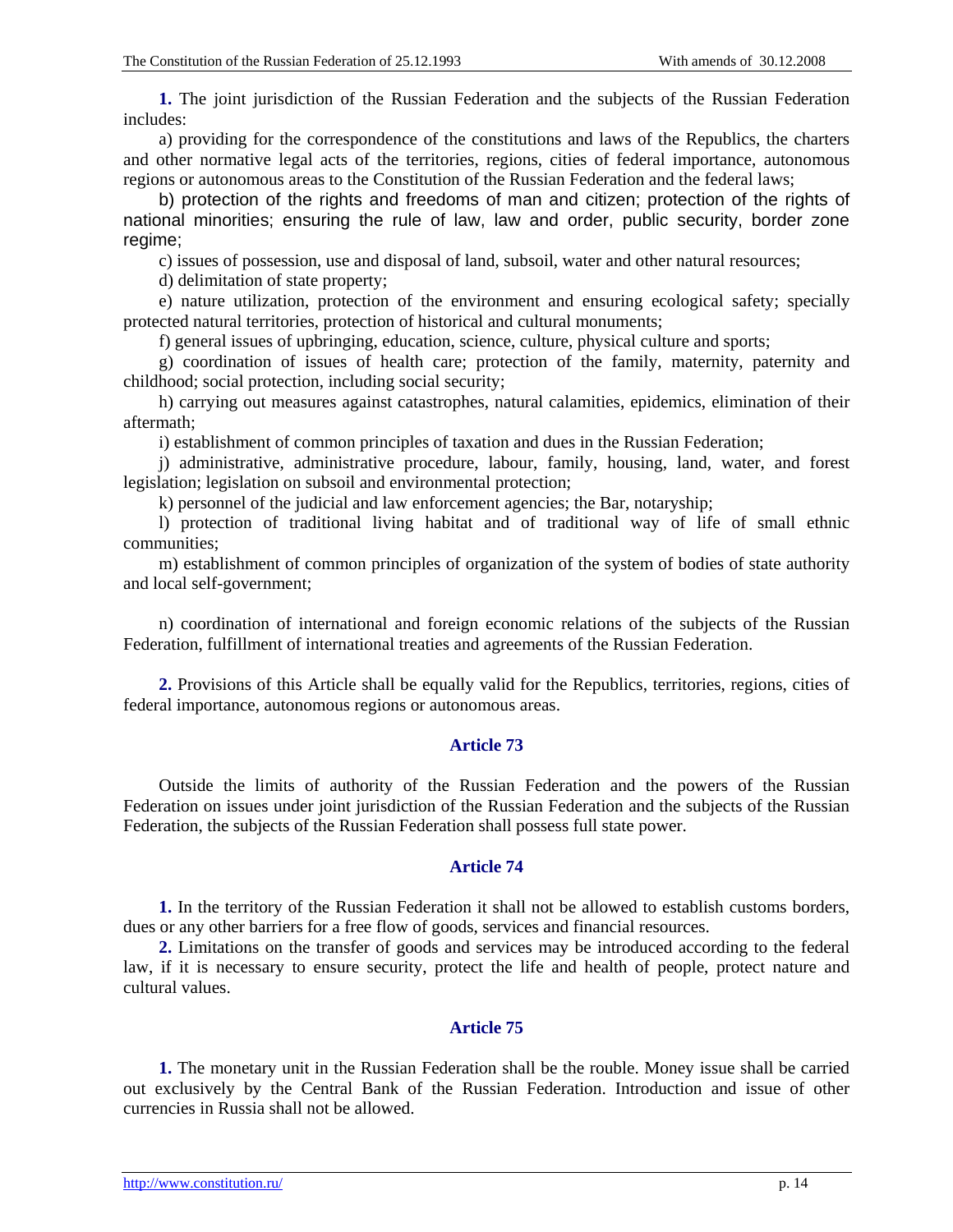**1.** The joint jurisdiction of the Russian Federation and the subjects of the Russian Federation includes:

a) providing for the correspondence of the constitutions and laws of the Republics, the charters and other normative legal acts of the territories, regions, cities of federal importance, autonomous regions or autonomous areas to the Constitution of the Russian Federation and the federal laws;

b) protection of the rights and freedoms of man and citizen; protection of the rights of national minorities; ensuring the rule of law, law and order, public security, border zone regime;

c) issues of possession, use and disposal of land, subsoil, water and other natural resources;

d) delimitation of state property;

e) nature utilization, protection of the environment and ensuring ecological safety; specially protected natural territories, protection of historical and cultural monuments;

f) general issues of upbringing, education, science, culture, physical culture and sports;

g) coordination of issues of health care; protection of the family, maternity, paternity and childhood; social protection, including social security;

h) carrying out measures against catastrophes, natural calamities, epidemics, elimination of their aftermath;

i) establishment of common principles of taxation and dues in the Russian Federation;

j) administrative, administrative procedure, labour, family, housing, land, water, and forest legislation; legislation on subsoil and environmental protection;

k) personnel of the judicial and law enforcement agencies; the Bar, notaryship;

l) protection of traditional living habitat and of traditional way of life of small ethnic communities;

m) establishment of common principles of organization of the system of bodies of state authority and local self-government;

n) coordination of international and foreign economic relations of the subjects of the Russian Federation, fulfillment of international treaties and agreements of the Russian Federation.

**2.** Provisions of this Article shall be equally valid for the Republics, territories, regions, cities of federal importance, autonomous regions or autonomous areas.

### Article 73

Outside the limits of authority of the Russian Federation and the powers of the Russian Federation on issues under joint jurisdiction of the Russian Federation and the subjects of the Russian Federation, the subjects of the Russian Federation shall possess full state power.

### Article 74

**1.** In the territory of the Russian Federation it shall not be allowed to establish customs borders, dues or any other barriers for a free flow of goods, services and financial resources.

**2.** Limitations on the transfer of goods and services may be introduced according to the federal law, if it is necessary to ensure security, protect the life and health of people, protect nature and cultural values.

### Article 75

**1.** The monetary unit in the Russian Federation shall be the rouble. Money issue shall be carried out exclusively by the Central Bank of the Russian Federation. Introduction and issue of other currencies in Russia shall not be allowed.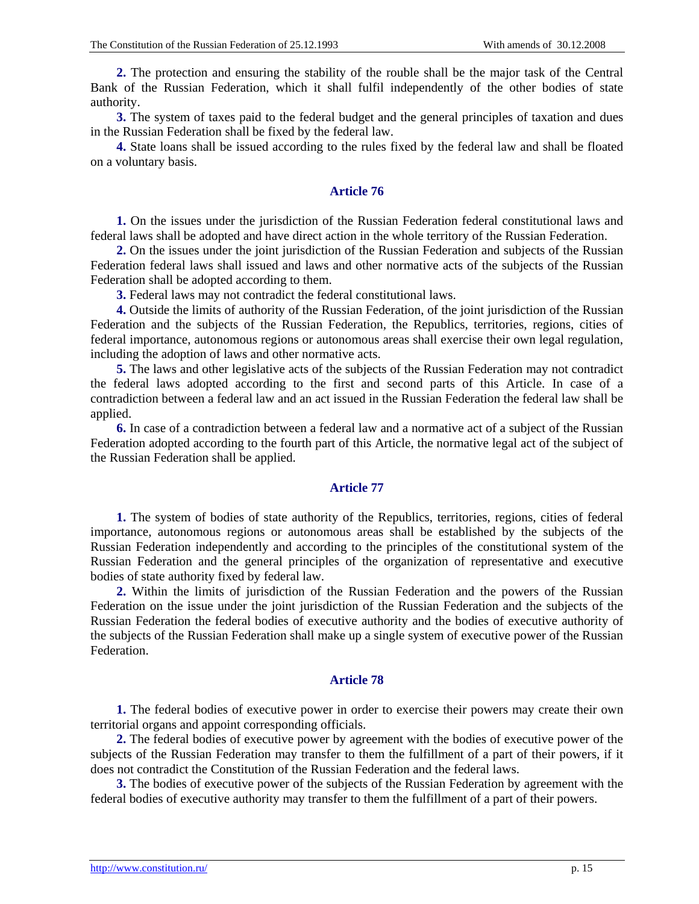**2.** The protection and ensuring the stability of the rouble shall be the major task of the Central Bank of the Russian Federation, which it shall fulfil independently of the other bodies of state authority.

**3.** The system of taxes paid to the federal budget and the general principles of taxation and dues in the Russian Federation shall be fixed by the federal law.

**4.** State loans shall be issued according to the rules fixed by the federal law and shall be floated on a voluntary basis.

## Article 76

**1.** On the issues under the jurisdiction of the Russian Federation federal constitutional laws and federal laws shall be adopted and have direct action in the whole territory of the Russian Federation.

**2.** On the issues under the joint jurisdiction of the Russian Federation and subjects of the Russian Federation federal laws shall issued and laws and other normative acts of the subjects of the Russian Federation shall be adopted according to them.

**3.** Federal laws may not contradict the federal constitutional laws.

**4.** Outside the limits of authority of the Russian Federation, of the joint jurisdiction of the Russian Federation and the subjects of the Russian Federation, the Republics, territories, regions, cities of federal importance, autonomous regions or autonomous areas shall exercise their own legal regulation, including the adoption of laws and other normative acts.

**5.** The laws and other legislative acts of the subjects of the Russian Federation may not contradict the federal laws adopted according to the first and second parts of this Article. In case of a contradiction between a federal law and an act issued in the Russian Federation the federal law shall be applied.

**6.** In case of a contradiction between a federal law and a normative act of a subject of the Russian Federation adopted according to the fourth part of this Article, the normative legal act of the subject of the Russian Federation shall be applied.

## Article 77

**1.** The system of bodies of state authority of the Republics, territories, regions, cities of federal importance, autonomous regions or autonomous areas shall be established by the subjects of the Russian Federation independently and according to the principles of the constitutional system of the Russian Federation and the general principles of the organization of representative and executive bodies of state authority fixed by federal law.

**2.** Within the limits of jurisdiction of the Russian Federation and the powers of the Russian Federation on the issue under the joint jurisdiction of the Russian Federation and the subjects of the Russian Federation the federal bodies of executive authority and the bodies of executive authority of the subjects of the Russian Federation shall make up a single system of executive power of the Russian Federation.

## Article 78

**1.** The federal bodies of executive power in order to exercise their powers may create their own territorial organs and appoint corresponding officials.

**2.** The federal bodies of executive power by agreement with the bodies of executive power of the subjects of the Russian Federation may transfer to them the fulfillment of a part of their powers, if it does not contradict the Constitution of the Russian Federation and the federal laws.

**3.** The bodies of executive power of the subjects of the Russian Federation by agreement with the federal bodies of executive authority may transfer to them the fulfillment of a part of their powers.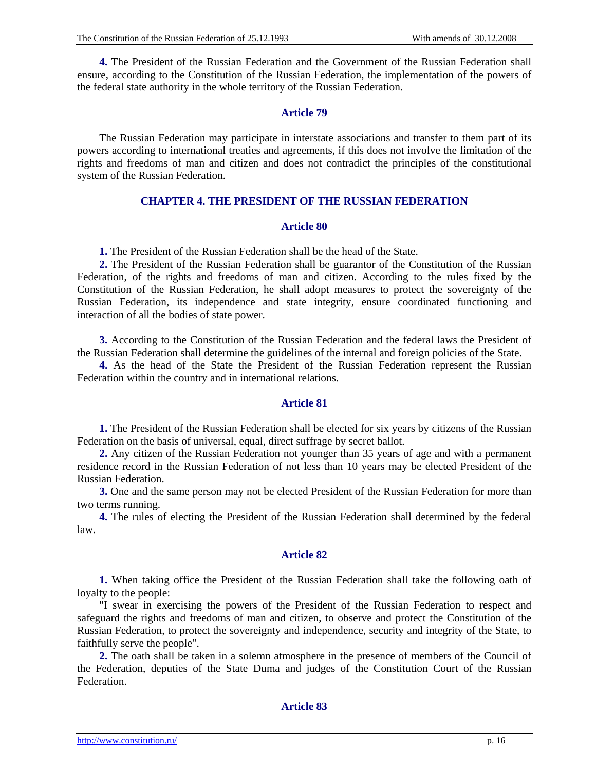**4.** The President of the Russian Federation and the Government of the Russian Federation shall ensure, according to the Constitution of the Russian Federation, the implementation of the powers of the federal state authority in the whole territory of the Russian Federation.

### Article 79

The Russian Federation may participate in interstate associations and transfer to them part of its powers according to international treaties and agreements, if this does not involve the limitation of the rights and freedoms of man and citizen and does not contradict the principles of the constitutional system of the Russian Federation.

## CHAPTER 4. THE PRESIDENT OF THE RUSSIAN FEDERATION

### Article 80

**1.** The President of the Russian Federation shall be the head of the State.

**2.** The President of the Russian Federation shall be guarantor of the Constitution of the Russian Federation, of the rights and freedoms of man and citizen. According to the rules fixed by the Constitution of the Russian Federation, he shall adopt measures to protect the sovereignty of the Russian Federation, its independence and state integrity, ensure coordinated functioning and interaction of all the bodies of state power.

**3.** According to the Constitution of the Russian Federation and the federal laws the President of the Russian Federation shall determine the guidelines of the internal and foreign policies of the State.

**4.** As the head of the State the President of the Russian Federation represent the Russian Federation within the country and in international relations.

### Article 81

**1.** The President of the Russian Federation shall be elected for six years by citizens of the Russian Federation on the basis of universal, equal, direct suffrage by secret ballot.

**2.** Any citizen of the Russian Federation not younger than 35 years of age and with a permanent residence record in the Russian Federation of not less than 10 years may be elected President of the Russian Federation.

**3.** One and the same person may not be elected President of the Russian Federation for more than two terms running.

**4.** The rules of electing the President of the Russian Federation shall determined by the federal law.

### Article 82

**1.** When taking office the President of the Russian Federation shall take the following oath of loyalty to the people:

"I swear in exercising the powers of the President of the Russian Federation to respect and safeguard the rights and freedoms of man and citizen, to observe and protect the Constitution of the Russian Federation, to protect the sovereignty and independence, security and integrity of the State, to faithfully serve the people".

**2.** The oath shall be taken in a solemn atmosphere in the presence of members of the Council of the Federation, deputies of the State Duma and judges of the Constitution Court of the Russian Federation.

### Article 83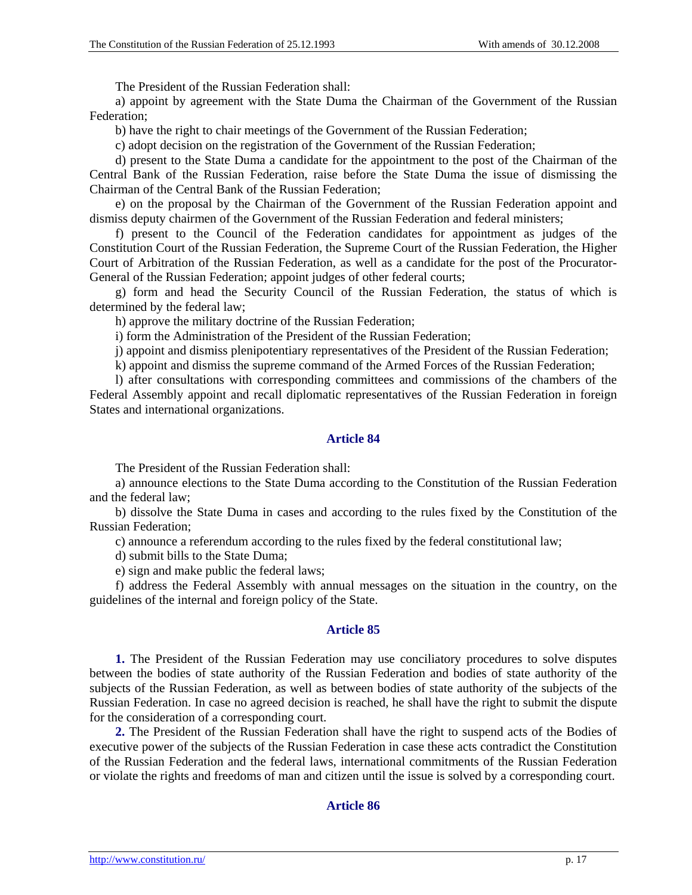The President of the Russian Federation shall:

a) appoint by agreement with the State Duma the Chairman of the Government of the Russian Federation;

b) have the right to chair meetings of the Government of the Russian Federation;

c) adopt decision on the registration of the Government of the Russian Federation;

d) present to the State Duma a candidate for the appointment to the post of the Chairman of the Central Bank of the Russian Federation, raise before the State Duma the issue of dismissing the Chairman of the Central Bank of the Russian Federation;

e) on the proposal by the Chairman of the Government of the Russian Federation appoint and dismiss deputy chairmen of the Government of the Russian Federation and federal ministers;

f) present to the Council of the Federation candidates for appointment as judges of the Constitution Court of the Russian Federation, the Supreme Court of the Russian Federation, the Higher Court of Arbitration of the Russian Federation, as well as a candidate for the post of the Procurator-General of the Russian Federation; appoint judges of other federal courts;

g) form and head the Security Council of the Russian Federation, the status of which is determined by the federal law;

h) approve the military doctrine of the Russian Federation;

i) form the Administration of the President of the Russian Federation;

j) appoint and dismiss plenipotentiary representatives of the President of the Russian Federation;

k) appoint and dismiss the supreme command of the Armed Forces of the Russian Federation;

l) after consultations with corresponding committees and commissions of the chambers of the Federal Assembly appoint and recall diplomatic representatives of the Russian Federation in foreign States and international organizations.

## Article 84

The President of the Russian Federation shall:

a) announce elections to the State Duma according to the Constitution of the Russian Federation and the federal law;

b) dissolve the State Duma in cases and according to the rules fixed by the Constitution of the Russian Federation;

c) announce a referendum according to the rules fixed by the federal constitutional law;

d) submit bills to the State Duma;

e) sign and make public the federal laws;

f) address the Federal Assembly with annual messages on the situation in the country, on the guidelines of the internal and foreign policy of the State.

## Article 85

**1.** The President of the Russian Federation may use conciliatory procedures to solve disputes between the bodies of state authority of the Russian Federation and bodies of state authority of the subjects of the Russian Federation, as well as between bodies of state authority of the subjects of the Russian Federation. In case no agreed decision is reached, he shall have the right to submit the dispute for the consideration of a corresponding court.

**2.** The President of the Russian Federation shall have the right to suspend acts of the Bodies of executive power of the subjects of the Russian Federation in case these acts contradict the Constitution of the Russian Federation and the federal laws, international commitments of the Russian Federation or violate the rights and freedoms of man and citizen until the issue is solved by a corresponding court.

## Article 86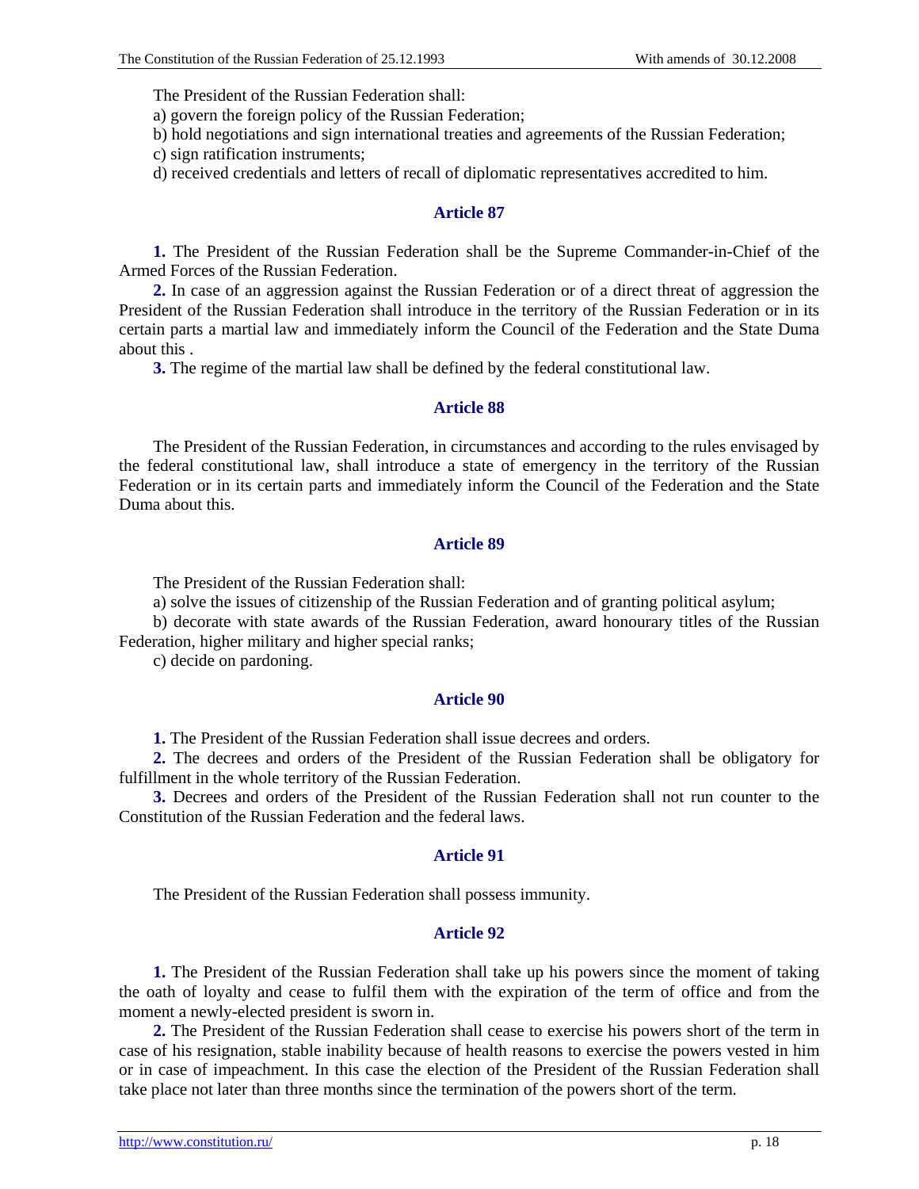The President of the Russian Federation shall:

a) govern the foreign policy of the Russian Federation;

b) hold negotiations and sign international treaties and agreements of the Russian Federation;

c) sign ratification instruments;

d) received credentials and letters of recall of diplomatic representatives accredited to him.

## Article 87

**1.** The President of the Russian Federation shall be the Supreme Commander-in-Chief of the Armed Forces of the Russian Federation.

**2.** In case of an aggression against the Russian Federation or of a direct threat of aggression the President of the Russian Federation shall introduce in the territory of the Russian Federation or in its certain parts a martial law and immediately inform the Council of the Federation and the State Duma about this .

**3.** The regime of the martial law shall be defined by the federal constitutional law.

## Article 88

The President of the Russian Federation, in circumstances and according to the rules envisaged by the federal constitutional law, shall introduce a state of emergency in the territory of the Russian Federation or in its certain parts and immediately inform the Council of the Federation and the State Duma about this.

## Article 89

The President of the Russian Federation shall:

a) solve the issues of citizenship of the Russian Federation and of granting political asylum;

b) decorate with state awards of the Russian Federation, award honourary titles of the Russian Federation, higher military and higher special ranks;

c) decide on pardoning.

## Article 90

**1.** The President of the Russian Federation shall issue decrees and orders.

**2.** The decrees and orders of the President of the Russian Federation shall be obligatory for fulfillment in the whole territory of the Russian Federation.

**3.** Decrees and orders of the President of the Russian Federation shall not run counter to the Constitution of the Russian Federation and the federal laws.

## Article 91

The President of the Russian Federation shall possess immunity.

## Article 92

**1.** The President of the Russian Federation shall take up his powers since the moment of taking the oath of loyalty and cease to fulfil them with the expiration of the term of office and from the moment a newly-elected president is sworn in.

**2.** The President of the Russian Federation shall cease to exercise his powers short of the term in case of his resignation, stable inability because of health reasons to exercise the powers vested in him or in case of impeachment. In this case the election of the President of the Russian Federation shall take place not later than three months since the termination of the powers short of the term.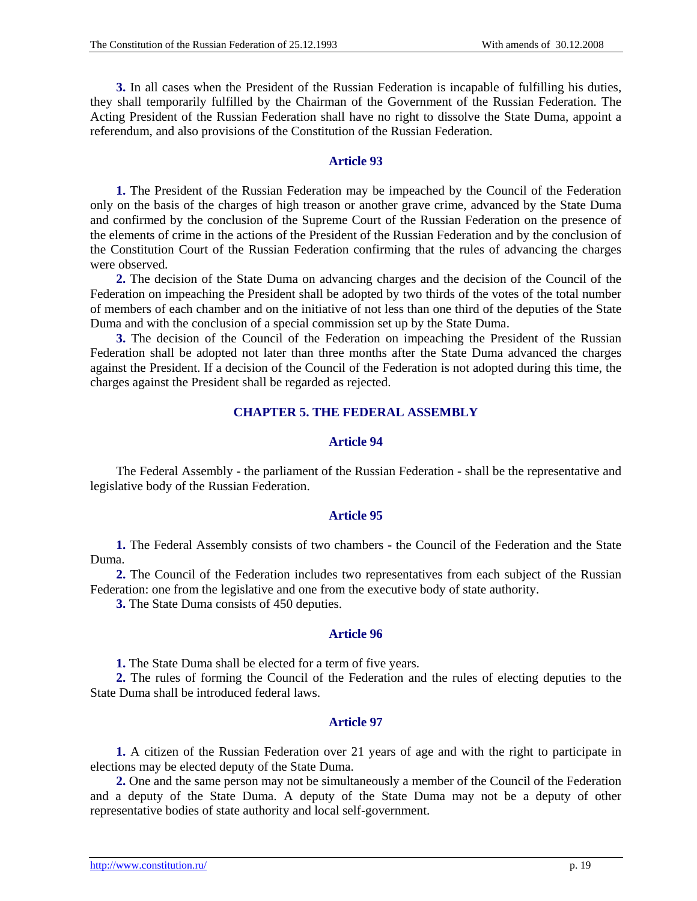**3.** In all cases when the President of the Russian Federation is incapable of fulfilling his duties, they shall temporarily fulfilled by the Chairman of the Government of the Russian Federation. The Acting President of the Russian Federation shall have no right to dissolve the State Duma, appoint a referendum, and also provisions of the Constitution of the Russian Federation.

### Article 93

**1.** The President of the Russian Federation may be impeached by the Council of the Federation only on the basis of the charges of high treason or another grave crime, advanced by the State Duma and confirmed by the conclusion of the Supreme Court of the Russian Federation on the presence of the elements of crime in the actions of the President of the Russian Federation and by the conclusion of the Constitution Court of the Russian Federation confirming that the rules of advancing the charges were observed.

**2.** The decision of the State Duma on advancing charges and the decision of the Council of the Federation on impeaching the President shall be adopted by two thirds of the votes of the total number of members of each chamber and on the initiative of not less than one third of the deputies of the State Duma and with the conclusion of a special commission set up by the State Duma.

**3.** The decision of the Council of the Federation on impeaching the President of the Russian Federation shall be adopted not later than three months after the State Duma advanced the charges against the President. If a decision of the Council of the Federation is not adopted during this time, the charges against the President shall be regarded as rejected.

## CHAPTER 5. THE FEDERAL ASSEMBLY

### Article 94

The Federal Assembly - the parliament of the Russian Federation - shall be the representative and legislative body of the Russian Federation.

### Article 95

**1.** The Federal Assembly consists of two chambers - the Council of the Federation and the State Duma.

**2.** The Council of the Federation includes two representatives from each subject of the Russian Federation: one from the legislative and one from the executive body of state authority.

**3.** The State Duma consists of 450 deputies.

### Article 96

**1.** The State Duma shall be elected for a term of five years.

**2.** The rules of forming the Council of the Federation and the rules of electing deputies to the State Duma shall be introduced federal laws.

### Article 97

**1.** A citizen of the Russian Federation over 21 years of age and with the right to participate in elections may be elected deputy of the State Duma.

**2.** One and the same person may not be simultaneously a member of the Council of the Federation and a deputy of the State Duma. A deputy of the State Duma may not be a deputy of other representative bodies of state authority and local self-government.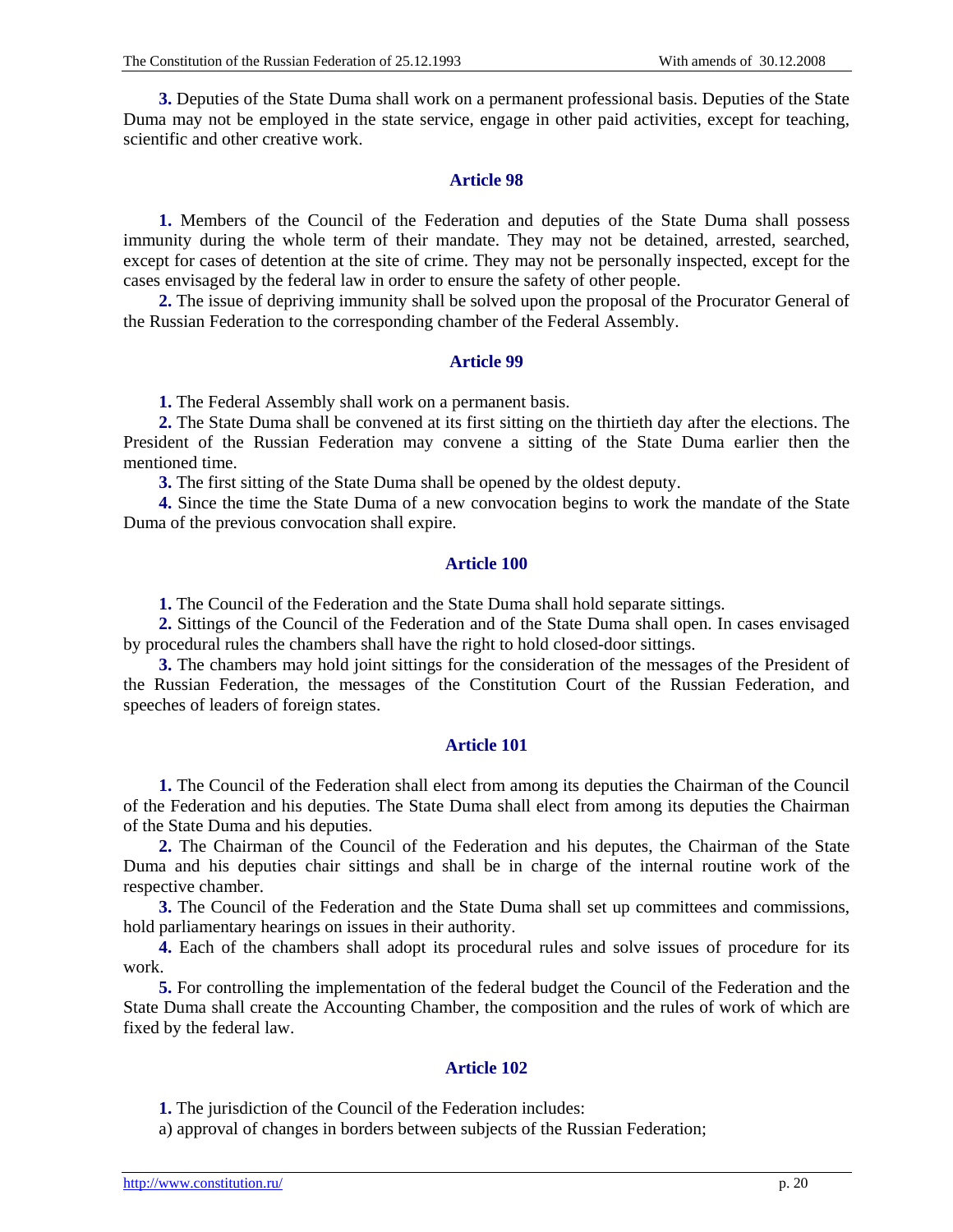**3.** Deputies of the State Duma shall work on a permanent professional basis. Deputies of the State Duma may not be employed in the state service, engage in other paid activities, except for teaching, scientific and other creative work.

### Article 98

**1.** Members of the Council of the Federation and deputies of the State Duma shall possess immunity during the whole term of their mandate. They may not be detained, arrested, searched, except for cases of detention at the site of crime. They may not be personally inspected, except for the cases envisaged by the federal law in order to ensure the safety of other people.

**2.** The issue of depriving immunity shall be solved upon the proposal of the Procurator General of the Russian Federation to the corresponding chamber of the Federal Assembly.

### Article 99

**1.** The Federal Assembly shall work on a permanent basis.

**2.** The State Duma shall be convened at its first sitting on the thirtieth day after the elections. The President of the Russian Federation may convene a sitting of the State Duma earlier then the mentioned time.

**3.** The first sitting of the State Duma shall be opened by the oldest deputy.

**4.** Since the time the State Duma of a new convocation begins to work the mandate of the State Duma of the previous convocation shall expire.

### Article 100

**1.** The Council of the Federation and the State Duma shall hold separate sittings.

**2.** Sittings of the Council of the Federation and of the State Duma shall open. In cases envisaged by procedural rules the chambers shall have the right to hold closed-door sittings.

**3.** The chambers may hold joint sittings for the consideration of the messages of the President of the Russian Federation, the messages of the Constitution Court of the Russian Federation, and speeches of leaders of foreign states.

### Article 101

**1.** The Council of the Federation shall elect from among its deputies the Chairman of the Council of the Federation and his deputies. The State Duma shall elect from among its deputies the Chairman of the State Duma and his deputies.

**2.** The Chairman of the Council of the Federation and his deputes, the Chairman of the State Duma and his deputies chair sittings and shall be in charge of the internal routine work of the respective chamber.

**3.** The Council of the Federation and the State Duma shall set up committees and commissions, hold parliamentary hearings on issues in their authority.

**4.** Each of the chambers shall adopt its procedural rules and solve issues of procedure for its work.

**5.** For controlling the implementation of the federal budget the Council of the Federation and the State Duma shall create the Accounting Chamber, the composition and the rules of work of which are fixed by the federal law.

### Article 102

**1.** The jurisdiction of the Council of the Federation includes:

a) approval of changes in borders between subjects of the Russian Federation;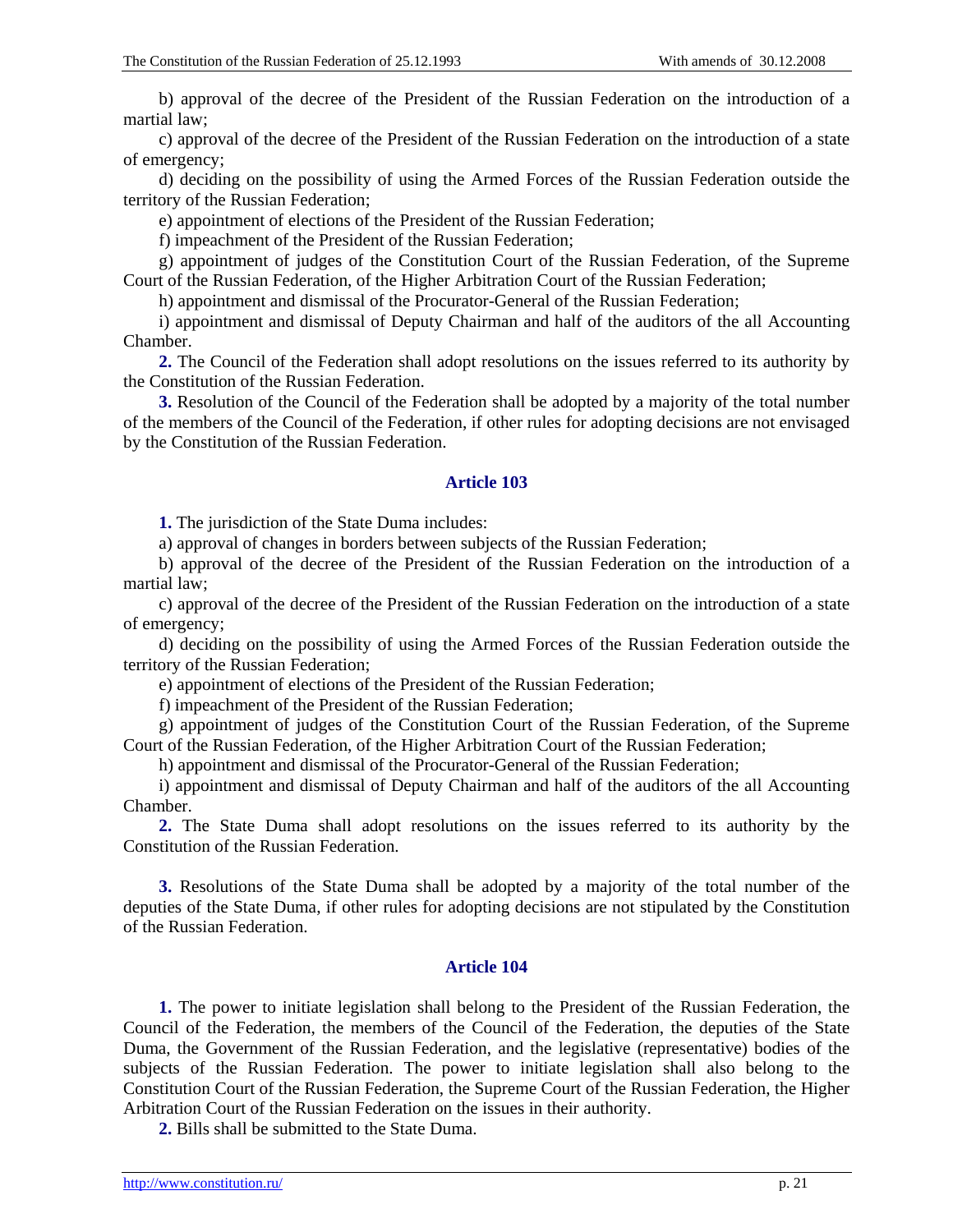b) approval of the decree of the President of the Russian Federation on the introduction of a martial law;

c) approval of the decree of the President of the Russian Federation on the introduction of a state of emergency;

d) deciding on the possibility of using the Armed Forces of the Russian Federation outside the territory of the Russian Federation;

e) appointment of elections of the President of the Russian Federation;

f) impeachment of the President of the Russian Federation;

g) appointment of judges of the Constitution Court of the Russian Federation, of the Supreme Court of the Russian Federation, of the Higher Arbitration Court of the Russian Federation;

h) appointment and dismissal of the Procurator-General of the Russian Federation;

i) appointment and dismissal of Deputy Chairman and half of the auditors of the all Accounting Chamber.

**2.** The Council of the Federation shall adopt resolutions on the issues referred to its authority by the Constitution of the Russian Federation.

**3.** Resolution of the Council of the Federation shall be adopted by a majority of the total number of the members of the Council of the Federation, if other rules for adopting decisions are not envisaged by the Constitution of the Russian Federation.

## Article 103

**1.** The jurisdiction of the State Duma includes:

a) approval of changes in borders between subjects of the Russian Federation;

b) approval of the decree of the President of the Russian Federation on the introduction of a martial law;

c) approval of the decree of the President of the Russian Federation on the introduction of a state of emergency;

d) deciding on the possibility of using the Armed Forces of the Russian Federation outside the territory of the Russian Federation;

e) appointment of elections of the President of the Russian Federation;

f) impeachment of the President of the Russian Federation;

g) appointment of judges of the Constitution Court of the Russian Federation, of the Supreme Court of the Russian Federation, of the Higher Arbitration Court of the Russian Federation;

h) appointment and dismissal of the Procurator-General of the Russian Federation;

i) appointment and dismissal of Deputy Chairman and half of the auditors of the all Accounting Chamber.

**2.** The State Duma shall adopt resolutions on the issues referred to its authority by the Constitution of the Russian Federation.

**3.** Resolutions of the State Duma shall be adopted by a majority of the total number of the deputies of the State Duma, if other rules for adopting decisions are not stipulated by the Constitution of the Russian Federation.

## Article 104

**1.** The power to initiate legislation shall belong to the President of the Russian Federation, the Council of the Federation, the members of the Council of the Federation, the deputies of the State Duma, the Government of the Russian Federation, and the legislative (representative) bodies of the subjects of the Russian Federation. The power to initiate legislation shall also belong to the Constitution Court of the Russian Federation, the Supreme Court of the Russian Federation, the Higher Arbitration Court of the Russian Federation on the issues in their authority.

**2.** Bills shall be submitted to the State Duma.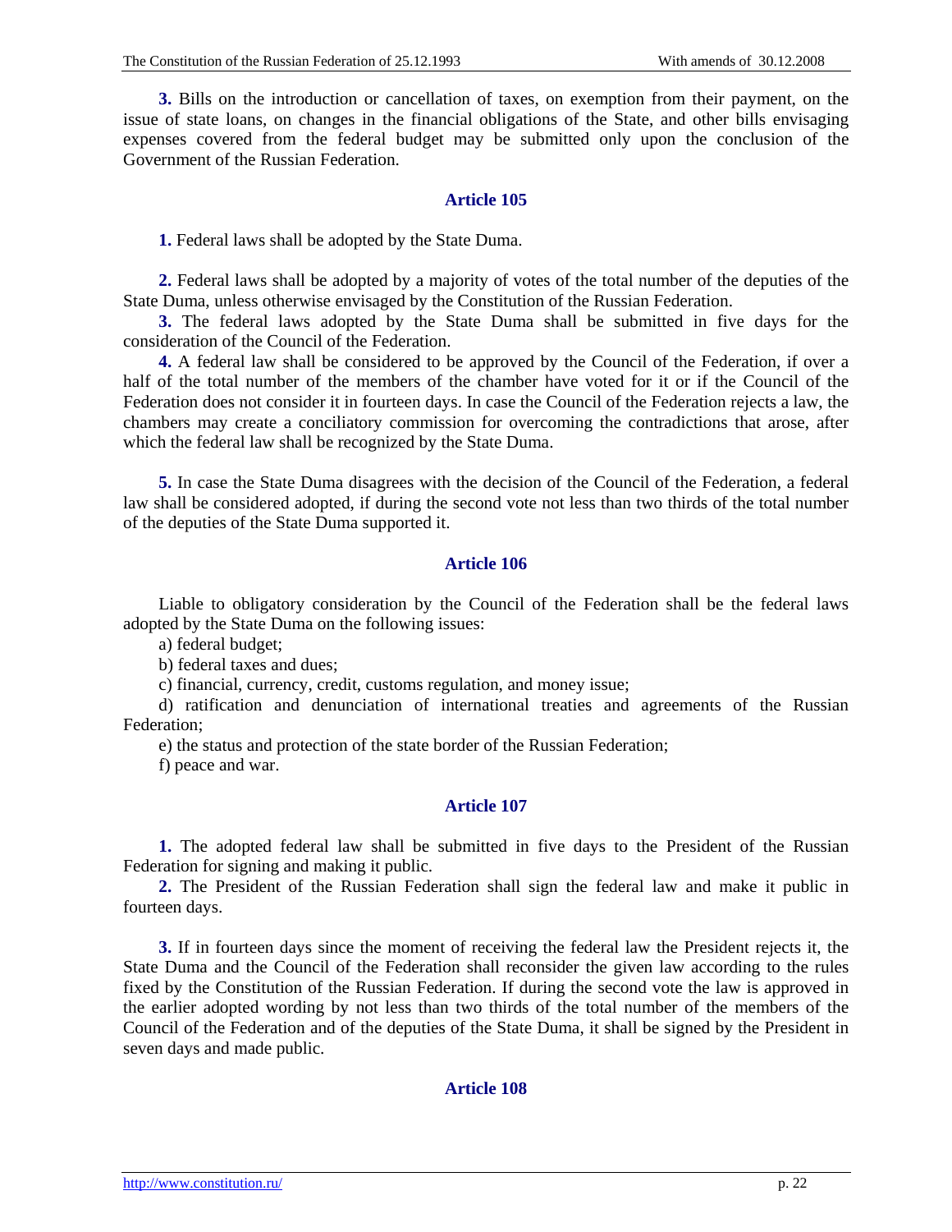**3.** Bills on the introduction or cancellation of taxes, on exemption from their payment, on the issue of state loans, on changes in the financial obligations of the State, and other bills envisaging expenses covered from the federal budget may be submitted only upon the conclusion of the Government of the Russian Federation.

## Article 105

**1.** Federal laws shall be adopted by the State Duma.

**2.** Federal laws shall be adopted by a majority of votes of the total number of the deputies of the State Duma, unless otherwise envisaged by the Constitution of the Russian Federation.

**3.** The federal laws adopted by the State Duma shall be submitted in five days for the consideration of the Council of the Federation.

**4.** A federal law shall be considered to be approved by the Council of the Federation, if over a half of the total number of the members of the chamber have voted for it or if the Council of the Federation does not consider it in fourteen days. In case the Council of the Federation rejects a law, the chambers may create a conciliatory commission for overcoming the contradictions that arose, after which the federal law shall be recognized by the State Duma.

**5.** In case the State Duma disagrees with the decision of the Council of the Federation, a federal law shall be considered adopted, if during the second vote not less than two thirds of the total number of the deputies of the State Duma supported it.

## Article 106

Liable to obligatory consideration by the Council of the Federation shall be the federal laws adopted by the State Duma on the following issues:

a) federal budget;

b) federal taxes and dues;

c) financial, currency, credit, customs regulation, and money issue;

d) ratification and denunciation of international treaties and agreements of the Russian Federation;

e) the status and protection of the state border of the Russian Federation;

f) peace and war.

## Article 107

**1.** The adopted federal law shall be submitted in five days to the President of the Russian Federation for signing and making it public.

**2.** The President of the Russian Federation shall sign the federal law and make it public in fourteen days.

**3.** If in fourteen days since the moment of receiving the federal law the President rejects it, the State Duma and the Council of the Federation shall reconsider the given law according to the rules fixed by the Constitution of the Russian Federation. If during the second vote the law is approved in the earlier adopted wording by not less than two thirds of the total number of the members of the Council of the Federation and of the deputies of the State Duma, it shall be signed by the President in seven days and made public.

## Article 108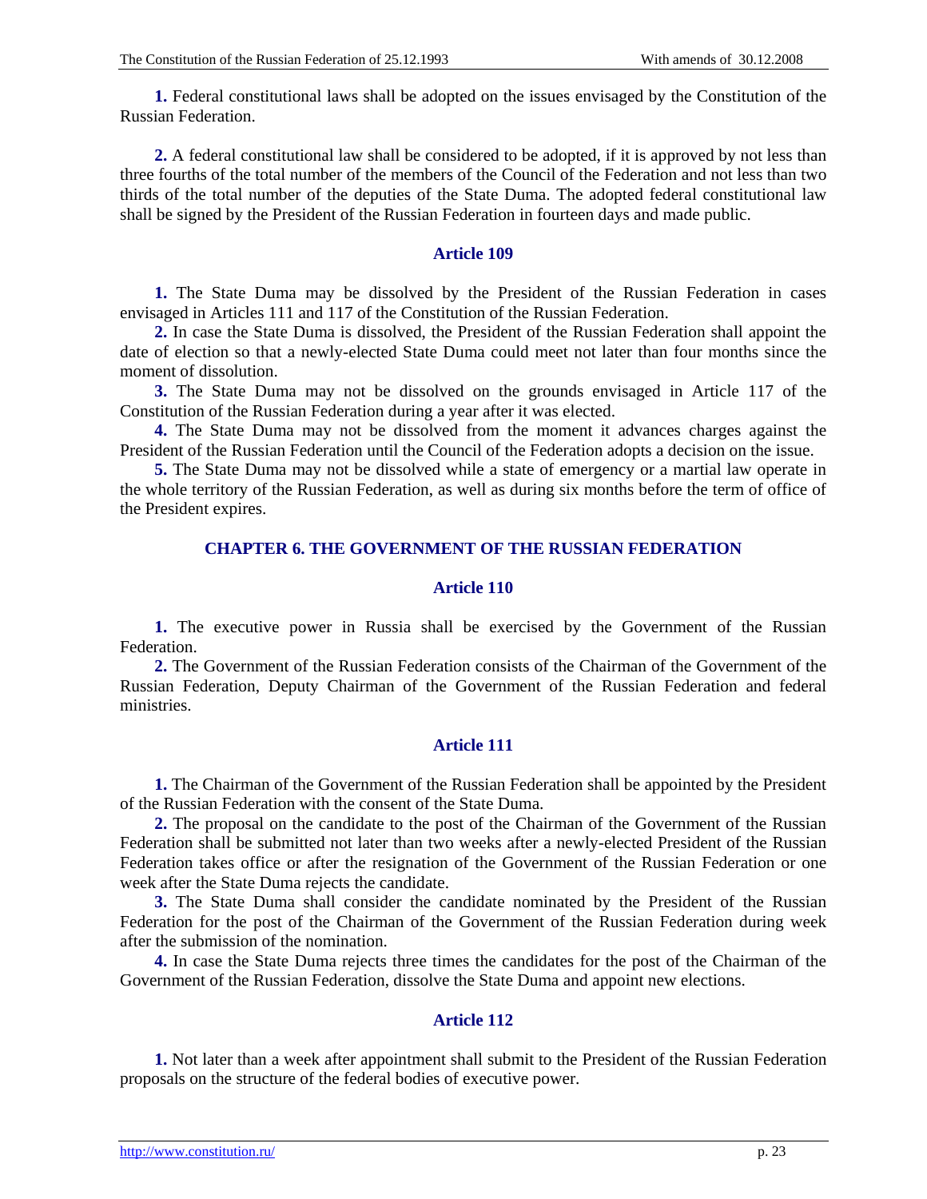**1.** Federal constitutional laws shall be adopted on the issues envisaged by the Constitution of the Russian Federation.

**2.** A federal constitutional law shall be considered to be adopted, if it is approved by not less than three fourths of the total number of the members of the Council of the Federation and not less than two thirds of the total number of the deputies of the State Duma. The adopted federal constitutional law shall be signed by the President of the Russian Federation in fourteen days and made public.

### Article 109

**1.** The State Duma may be dissolved by the President of the Russian Federation in cases envisaged in Articles 111 and 117 of the Constitution of the Russian Federation.

**2.** In case the State Duma is dissolved, the President of the Russian Federation shall appoint the date of election so that a newly-elected State Duma could meet not later than four months since the moment of dissolution.

**3.** The State Duma may not be dissolved on the grounds envisaged in Article 117 of the Constitution of the Russian Federation during a year after it was elected.

**4.** The State Duma may not be dissolved from the moment it advances charges against the President of the Russian Federation until the Council of the Federation adopts a decision on the issue.

**5.** The State Duma may not be dissolved while a state of emergency or a martial law operate in the whole territory of the Russian Federation, as well as during six months before the term of office of the President expires.

## CHAPTER 6. THE GOVERNMENT OF THE RUSSIAN FEDERATION

### Article 110

**1.** The executive power in Russia shall be exercised by the Government of the Russian Federation.

**2.** The Government of the Russian Federation consists of the Chairman of the Government of the Russian Federation, Deputy Chairman of the Government of the Russian Federation and federal ministries.

### Article 111

**1.** The Chairman of the Government of the Russian Federation shall be appointed by the President of the Russian Federation with the consent of the State Duma.

**2.** The proposal on the candidate to the post of the Chairman of the Government of the Russian Federation shall be submitted not later than two weeks after a newly-elected President of the Russian Federation takes office or after the resignation of the Government of the Russian Federation or one week after the State Duma rejects the candidate.

**3.** The State Duma shall consider the candidate nominated by the President of the Russian Federation for the post of the Chairman of the Government of the Russian Federation during week after the submission of the nomination.

**4.** In case the State Duma rejects three times the candidates for the post of the Chairman of the Government of the Russian Federation, dissolve the State Duma and appoint new elections.

### Article 112

**1.** Not later than a week after appointment shall submit to the President of the Russian Federation proposals on the structure of the federal bodies of executive power.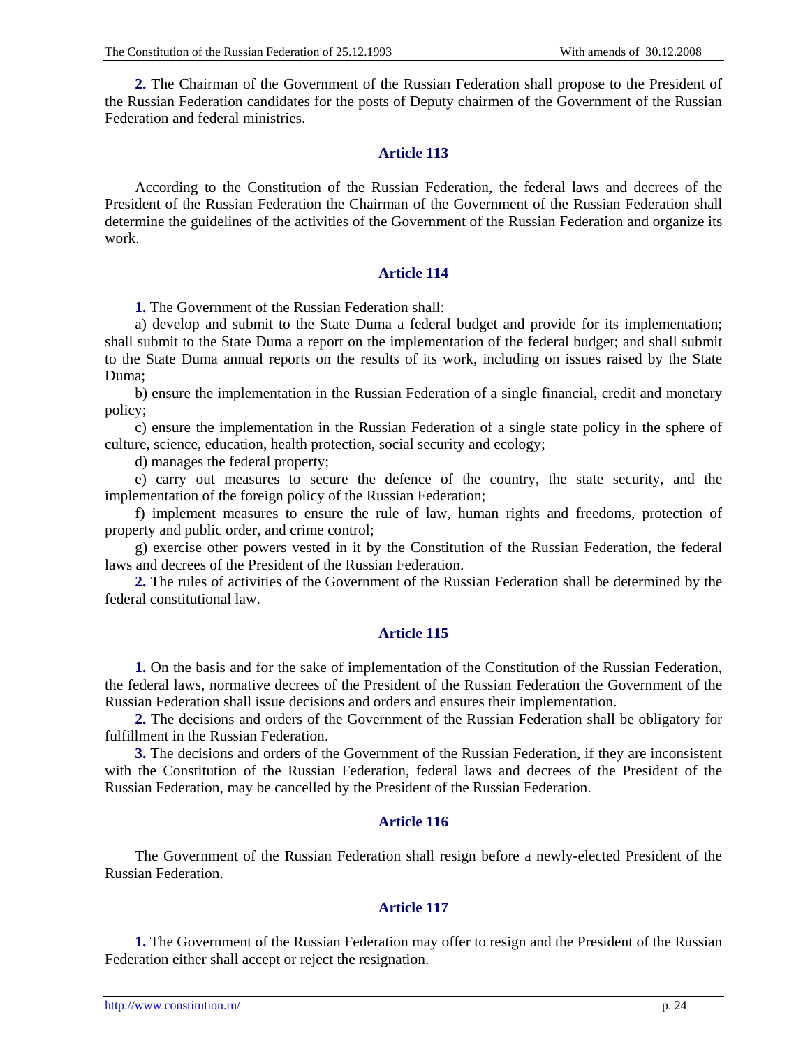**2.** The Chairman of the Government of the Russian Federation shall propose to the President of the Russian Federation candidates for the posts of Deputy chairmen of the Government of the Russian Federation and federal ministries.

### Article 113

According to the Constitution of the Russian Federation, the federal laws and decrees of the President of the Russian Federation the Chairman of the Government of the Russian Federation shall determine the guidelines of the activities of the Government of the Russian Federation and organize its work.

### Article 114

**1.** The Government of the Russian Federation shall:

a) develop and submit to the State Duma a federal budget and provide for its implementation; shall submit to the State Duma a report on the implementation of the federal budget; and shall submit to the State Duma annual reports on the results of its work, including on issues raised by the State Duma;

b) ensure the implementation in the Russian Federation of a single financial, credit and monetary policy;

c) ensure the implementation in the Russian Federation of a single state policy in the sphere of culture, science, education, health protection, social security and ecology;

d) manages the federal property;

e) carry out measures to secure the defence of the country, the state security, and the implementation of the foreign policy of the Russian Federation;

f) implement measures to ensure the rule of law, human rights and freedoms, protection of property and public order, and crime control;

g) exercise other powers vested in it by the Constitution of the Russian Federation, the federal laws and decrees of the President of the Russian Federation.

**2.** The rules of activities of the Government of the Russian Federation shall be determined by the federal constitutional law.

### Article 115

**1.** On the basis and for the sake of implementation of the Constitution of the Russian Federation, the federal laws, normative decrees of the President of the Russian Federation the Government of the Russian Federation shall issue decisions and orders and ensures their implementation.

**2.** The decisions and orders of the Government of the Russian Federation shall be obligatory for fulfillment in the Russian Federation.

**3.** The decisions and orders of the Government of the Russian Federation, if they are inconsistent with the Constitution of the Russian Federation, federal laws and decrees of the President of the Russian Federation, may be cancelled by the President of the Russian Federation.

### Article 116

The Government of the Russian Federation shall resign before a newly-elected President of the Russian Federation.

### Article 117

**1.** The Government of the Russian Federation may offer to resign and the President of the Russian Federation either shall accept or reject the resignation.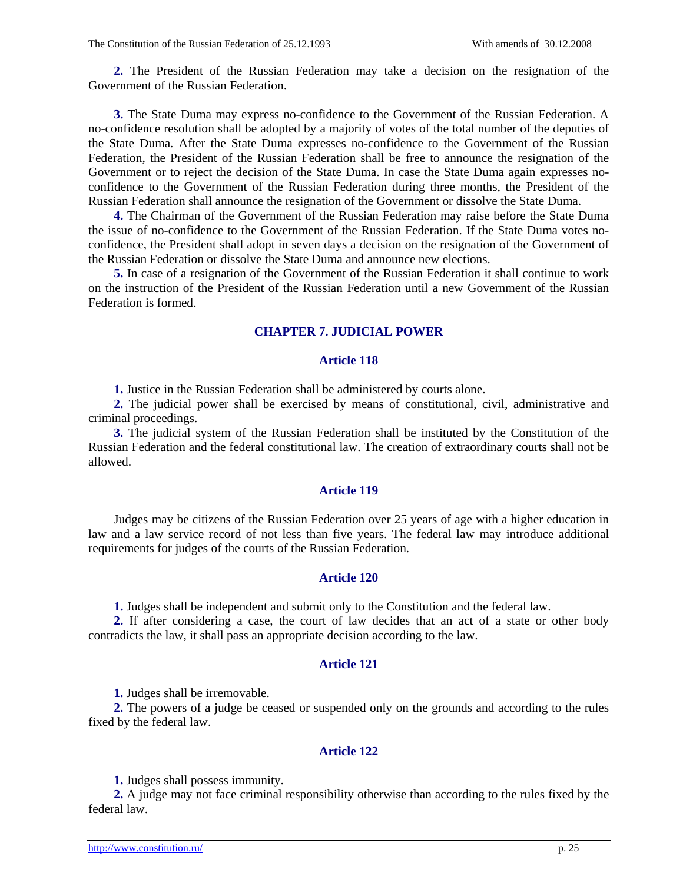**2.** The President of the Russian Federation may take a decision on the resignation of the Government of the Russian Federation.

**3.** The State Duma may express no-confidence to the Government of the Russian Federation. A no-confidence resolution shall be adopted by a majority of votes of the total number of the deputies of the State Duma. After the State Duma expresses no-confidence to the Government of the Russian Federation, the President of the Russian Federation shall be free to announce the resignation of the Government or to reject the decision of the State Duma. In case the State Duma again expresses no-confidence to the Government of the Russian Federation during three months, the President of the Russian Federation shall announce the resignation of the Government or dissolve the State Duma.

**4.** The Chairman of the Government of the Russian Federation may raise before the State Duma the issue of no-confidence to the Government of the Russian Federation. If the State Duma votes no-confidence, the President shall adopt in seven days a decision on the resignation of the Government of the Russian Federation or dissolve the State Duma and announce new elections.

**5.** In case of a resignation of the Government of the Russian Federation it shall continue to work on the instruction of the President of the Russian Federation until a new Government of the Russian Federation is formed.

## CHAPTER 7. JUDICIAL POWER

### Article 118

**1.** Justice in the Russian Federation shall be administered by courts alone.

**2.** The judicial power shall be exercised by means of constitutional, civil, administrative and criminal proceedings.

**3.** The judicial system of the Russian Federation shall be instituted by the Constitution of the Russian Federation and the federal constitutional law. The creation of extraordinary courts shall not be allowed.

### Article 119

Judges may be citizens of the Russian Federation over 25 years of age with a higher education in law and a law service record of not less than five years. The federal law may introduce additional requirements for judges of the courts of the Russian Federation.

### Article 120

**1.** Judges shall be independent and submit only to the Constitution and the federal law.

**2.** If after considering a case, the court of law decides that an act of a state or other body contradicts the law, it shall pass an appropriate decision according to the law.

### Article 121

**1.** Judges shall be irremovable.

**2.** The powers of a judge be ceased or suspended only on the grounds and according to the rules fixed by the federal law.

### Article 122

**1.** Judges shall possess immunity.

**2.** A judge may not face criminal responsibility otherwise than according to the rules fixed by the federal law.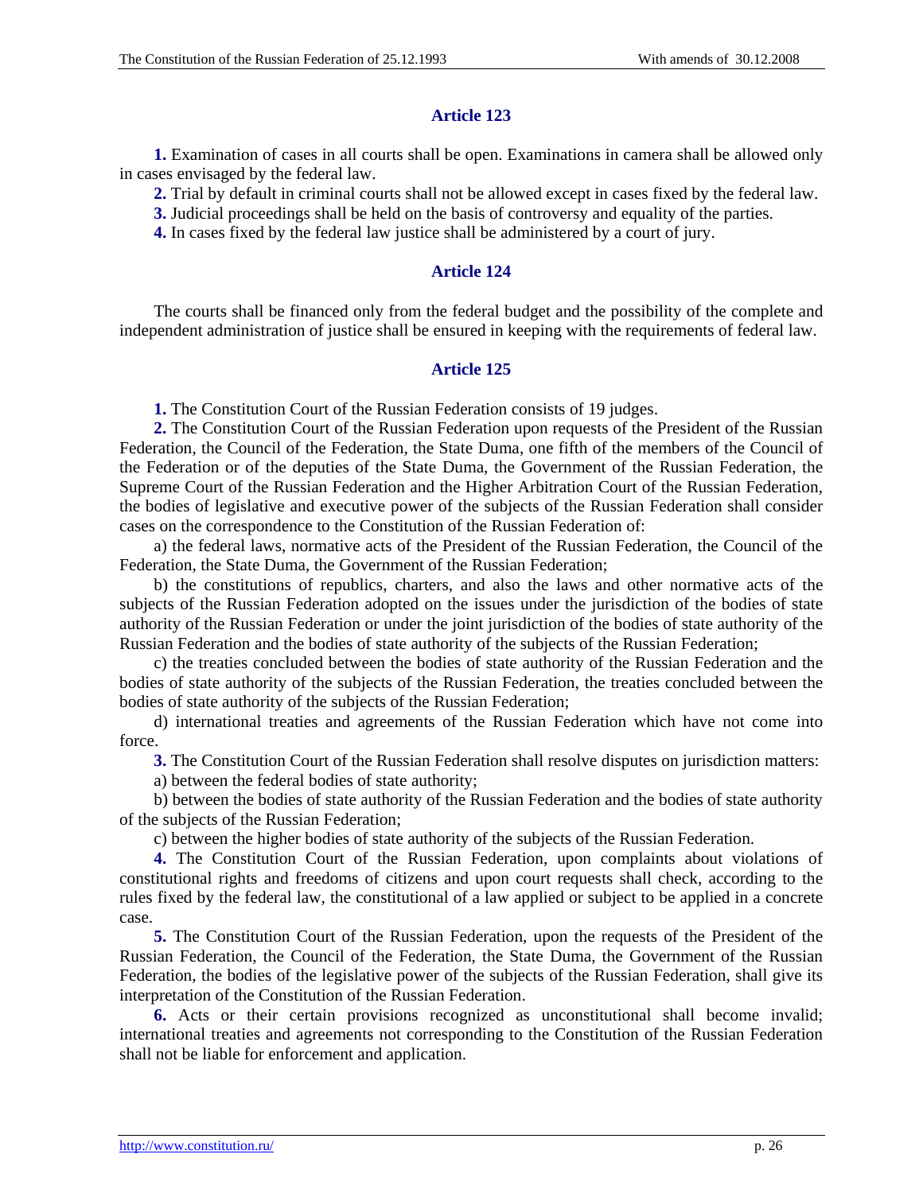### Article 123

**1.** Examination of cases in all courts shall be open. Examinations in camera shall be allowed only in cases envisaged by the federal law.

**2.** Trial by default in criminal courts shall not be allowed except in cases fixed by the federal law.

**3.** Judicial proceedings shall be held on the basis of controversy and equality of the parties.

**4.** In cases fixed by the federal law justice shall be administered by a court of jury.

### Article 124

The courts shall be financed only from the federal budget and the possibility of the complete and independent administration of justice shall be ensured in keeping with the requirements of federal law.

### Article 125

**1.** The Constitution Court of the Russian Federation consists of 19 judges.

**2.** The Constitution Court of the Russian Federation upon requests of the President of the Russian Federation, the Council of the Federation, the State Duma, one fifth of the members of the Council of the Federation or of the deputies of the State Duma, the Government of the Russian Federation, the Supreme Court of the Russian Federation and the Higher Arbitration Court of the Russian Federation, the bodies of legislative and executive power of the subjects of the Russian Federation shall consider cases on the correspondence to the Constitution of the Russian Federation of:

a) the federal laws, normative acts of the President of the Russian Federation, the Council of the Federation, the State Duma, the Government of the Russian Federation;

b) the constitutions of republics, charters, and also the laws and other normative acts of the subjects of the Russian Federation adopted on the issues under the jurisdiction of the bodies of state authority of the Russian Federation or under the joint jurisdiction of the bodies of state authority of the Russian Federation and the bodies of state authority of the subjects of the Russian Federation;

c) the treaties concluded between the bodies of state authority of the Russian Federation and the bodies of state authority of the subjects of the Russian Federation, the treaties concluded between the bodies of state authority of the subjects of the Russian Federation;

d) international treaties and agreements of the Russian Federation which have not come into force.

**3.** The Constitution Court of the Russian Federation shall resolve disputes on jurisdiction matters:

a) between the federal bodies of state authority;

b) between the bodies of state authority of the Russian Federation and the bodies of state authority of the subjects of the Russian Federation;

c) between the higher bodies of state authority of the subjects of the Russian Federation.

**4.** The Constitution Court of the Russian Federation, upon complaints about violations of constitutional rights and freedoms of citizens and upon court requests shall check, according to the rules fixed by the federal law, the constitutional of a law applied or subject to be applied in a concrete case.

**5.** The Constitution Court of the Russian Federation, upon the requests of the President of the Russian Federation, the Council of the Federation, the State Duma, the Government of the Russian Federation, the bodies of the legislative power of the subjects of the Russian Federation, shall give its interpretation of the Constitution of the Russian Federation.

**6.** Acts or their certain provisions recognized as unconstitutional shall become invalid; international treaties and agreements not corresponding to the Constitution of the Russian Federation shall not be liable for enforcement and application.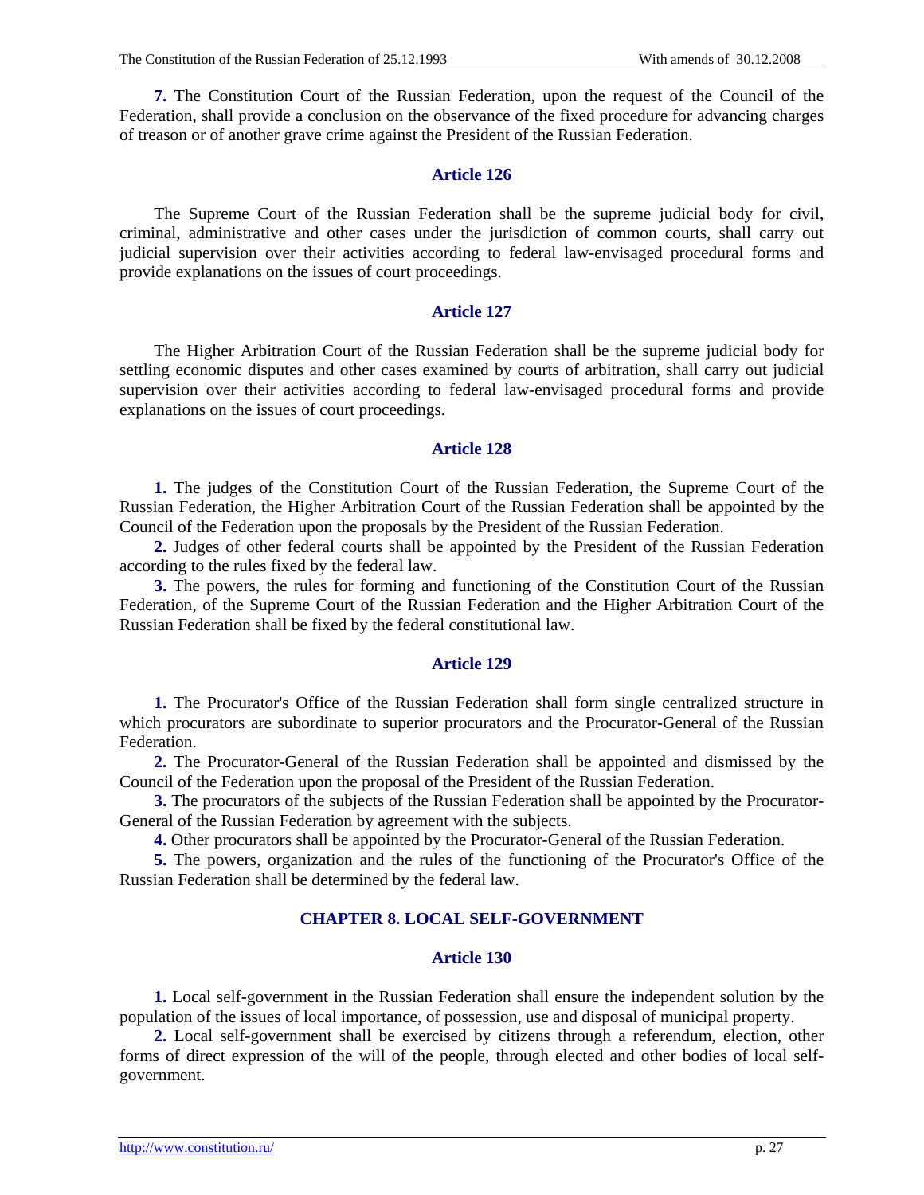**7.** The Constitution Court of the Russian Federation, upon the request of the Council of the Federation, shall provide a conclusion on the observance of the fixed procedure for advancing charges of treason or of another grave crime against the President of the Russian Federation.

### Article 126

The Supreme Court of the Russian Federation shall be the supreme judicial body for civil, criminal, administrative and other cases under the jurisdiction of common courts, shall carry out judicial supervision over their activities according to federal law-envisaged procedural forms and provide explanations on the issues of court proceedings.

### Article 127

The Higher Arbitration Court of the Russian Federation shall be the supreme judicial body for settling economic disputes and other cases examined by courts of arbitration, shall carry out judicial supervision over their activities according to federal law-envisaged procedural forms and provide explanations on the issues of court proceedings.

### Article 128

**1.** The judges of the Constitution Court of the Russian Federation, the Supreme Court of the Russian Federation, the Higher Arbitration Court of the Russian Federation shall be appointed by the Council of the Federation upon the proposals by the President of the Russian Federation.

**2.** Judges of other federal courts shall be appointed by the President of the Russian Federation according to the rules fixed by the federal law.

**3.** The powers, the rules for forming and functioning of the Constitution Court of the Russian Federation, of the Supreme Court of the Russian Federation and the Higher Arbitration Court of the Russian Federation shall be fixed by the federal constitutional law.

### Article 129

**1.** The Procurator's Office of the Russian Federation shall form single centralized structure in which procurators are subordinate to superior procurators and the Procurator-General of the Russian Federation.

**2.** The Procurator-General of the Russian Federation shall be appointed and dismissed by the Council of the Federation upon the proposal of the President of the Russian Federation.

**3.** The procurators of the subjects of the Russian Federation shall be appointed by the Procurator-General of the Russian Federation by agreement with the subjects.

**4.** Other procurators shall be appointed by the Procurator-General of the Russian Federation.

**5.** The powers, organization and the rules of the functioning of the Procurator's Office of the Russian Federation shall be determined by the federal law.

## CHAPTER 8. LOCAL SELF-GOVERNMENT

### Article 130

**1.** Local self-government in the Russian Federation shall ensure the independent solution by the population of the issues of local importance, of possession, use and disposal of municipal property.

**2.** Local self-government shall be exercised by citizens through a referendum, election, other forms of direct expression of the will of the people, through elected and other bodies of local self-government.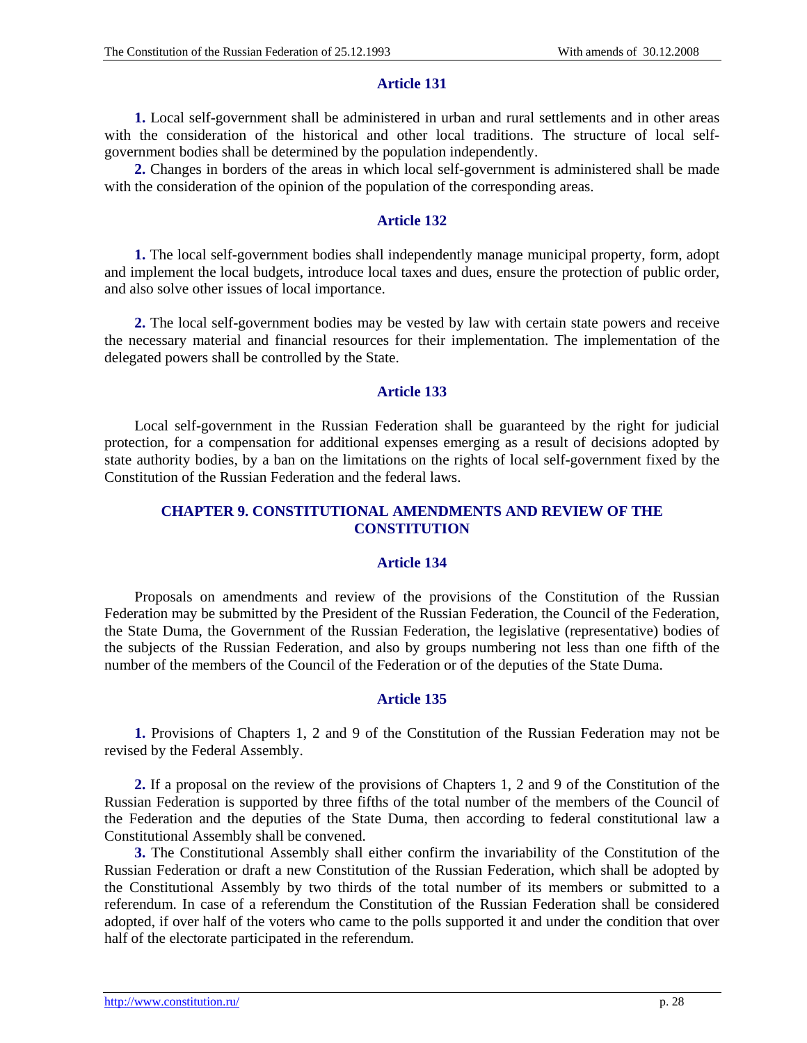### Article 131

**1.** Local self-government shall be administered in urban and rural settlements and in other areas with the consideration of the historical and other local traditions. The structure of local self-government bodies shall be determined by the population independently.

**2.** Changes in borders of the areas in which local self-government is administered shall be made with the consideration of the opinion of the population of the corresponding areas.

### Article 132

**1.** The local self-government bodies shall independently manage municipal property, form, adopt and implement the local budgets, introduce local taxes and dues, ensure the protection of public order, and also solve other issues of local importance.

**2.** The local self-government bodies may be vested by law with certain state powers and receive the necessary material and financial resources for their implementation. The implementation of the delegated powers shall be controlled by the State.

### Article 133

Local self-government in the Russian Federation shall be guaranteed by the right for judicial protection, for a compensation for additional expenses emerging as a result of decisions adopted by state authority bodies, by a ban on the limitations on the rights of local self-government fixed by the Constitution of the Russian Federation and the federal laws.

## CHAPTER 9. CONSTITUTIONAL AMENDMENTS AND REVIEW OF THE CONSTITUTION

### Article 134

Proposals on amendments and review of the provisions of the Constitution of the Russian Federation may be submitted by the President of the Russian Federation, the Council of the Federation, the State Duma, the Government of the Russian Federation, the legislative (representative) bodies of the subjects of the Russian Federation, and also by groups numbering not less than one fifth of the number of the members of the Council of the Federation or of the deputies of the State Duma.

### Article 135

**1.** Provisions of Chapters 1, 2 and 9 of the Constitution of the Russian Federation may not be revised by the Federal Assembly.

**2.** If a proposal on the review of the provisions of Chapters 1, 2 and 9 of the Constitution of the Russian Federation is supported by three fifths of the total number of the members of the Council of the Federation and the deputies of the State Duma, then according to federal constitutional law a Constitutional Assembly shall be convened.

**3.** The Constitutional Assembly shall either confirm the invariability of the Constitution of the Russian Federation or draft a new Constitution of the Russian Federation, which shall be adopted by the Constitutional Assembly by two thirds of the total number of its members or submitted to a referendum. In case of a referendum the Constitution of the Russian Federation shall be considered adopted, if over half of the voters who came to the polls supported it and under the condition that over half of the electorate participated in the referendum.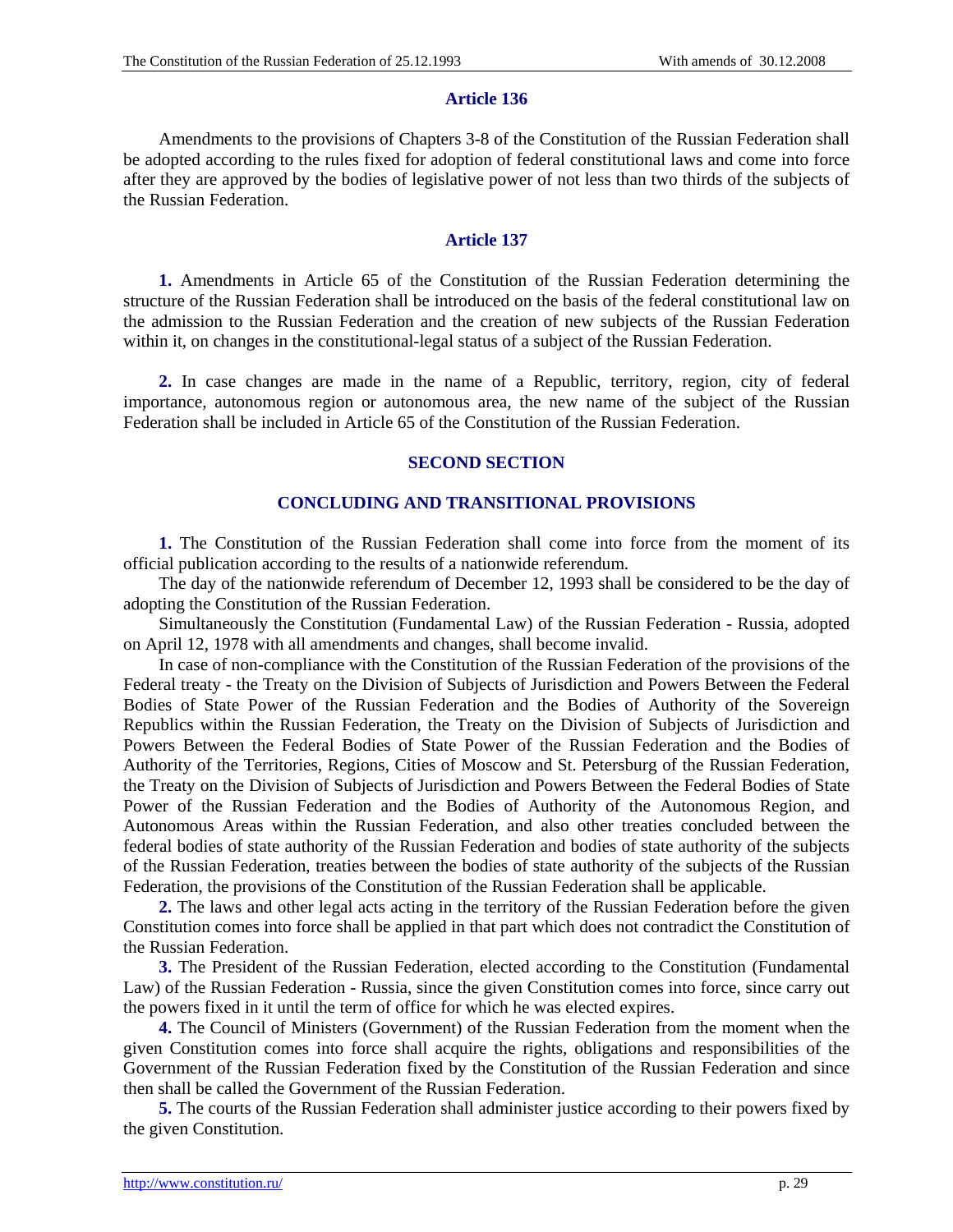### Article 136

Amendments to the provisions of Chapters 3-8 of the Constitution of the Russian Federation shall be adopted according to the rules fixed for adoption of federal constitutional laws and come into force after they are approved by the bodies of legislative power of not less than two thirds of the subjects of the Russian Federation.

### Article 137

**1.** Amendments in Article 65 of the Constitution of the Russian Federation determining the structure of the Russian Federation shall be introduced on the basis of the federal constitutional law on the admission to the Russian Federation and the creation of new subjects of the Russian Federation within it, on changes in the constitutional-legal status of a subject of the Russian Federation.

**2.** In case changes are made in the name of a Republic, territory, region, city of federal importance, autonomous region or autonomous area, the new name of the subject of the Russian Federation shall be included in Article 65 of the Constitution of the Russian Federation.

## SECOND SECTION

## CONCLUDING AND TRANSITIONAL PROVISIONS

**1.** The Constitution of the Russian Federation shall come into force from the moment of its official publication according to the results of a nationwide referendum.

The day of the nationwide referendum of December 12, 1993 shall be considered to be the day of adopting the Constitution of the Russian Federation.

Simultaneously the Constitution (Fundamental Law) of the Russian Federation - Russia, adopted on April 12, 1978 with all amendments and changes, shall become invalid.

In case of non-compliance with the Constitution of the Russian Federation of the provisions of the Federal treaty - the Treaty on the Division of Subjects of Jurisdiction and Powers Between the Federal Bodies of State Power of the Russian Federation and the Bodies of Authority of the Sovereign Republics within the Russian Federation, the Treaty on the Division of Subjects of Jurisdiction and Powers Between the Federal Bodies of State Power of the Russian Federation and the Bodies of Authority of the Territories, Regions, Cities of Moscow and St. Petersburg of the Russian Federation, the Treaty on the Division of Subjects of Jurisdiction and Powers Between the Federal Bodies of State Power of the Russian Federation and the Bodies of Authority of the Autonomous Region, and Autonomous Areas within the Russian Federation, and also other treaties concluded between the federal bodies of state authority of the Russian Federation and bodies of state authority of the subjects of the Russian Federation, treaties between the bodies of state authority of the subjects of the Russian Federation, the provisions of the Constitution of the Russian Federation shall be applicable.

**2.** The laws and other legal acts acting in the territory of the Russian Federation before the given Constitution comes into force shall be applied in that part which does not contradict the Constitution of the Russian Federation.

**3.** The President of the Russian Federation, elected according to the Constitution (Fundamental Law) of the Russian Federation - Russia, since the given Constitution comes into force, since carry out the powers fixed in it until the term of office for which he was elected expires.

**4.** The Council of Ministers (Government) of the Russian Federation from the moment when the given Constitution comes into force shall acquire the rights, obligations and responsibilities of the Government of the Russian Federation fixed by the Constitution of the Russian Federation and since then shall be called the Government of the Russian Federation.

**5.** The courts of the Russian Federation shall administer justice according to their powers fixed by the given Constitution.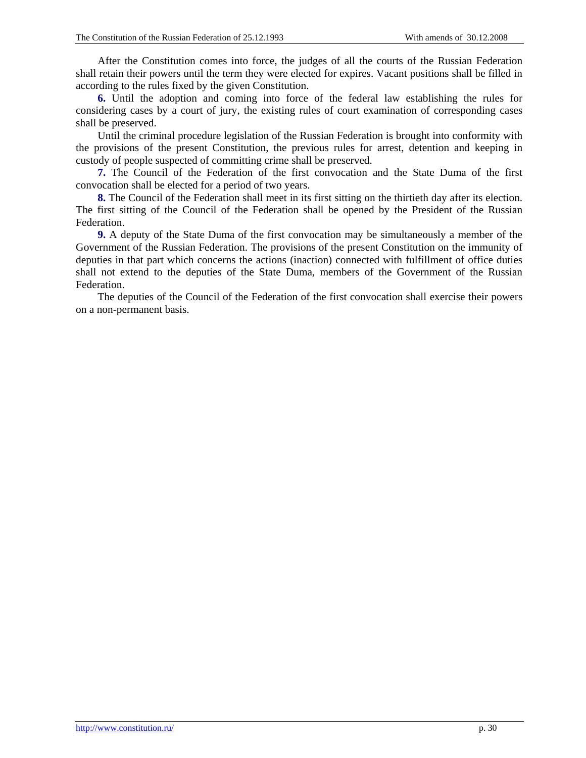After the Constitution comes into force, the judges of all the courts of the Russian Federation shall retain their powers until the term they were elected for expires. Vacant positions shall be filled in according to the rules fixed by the given Constitution.

**6.** Until the adoption and coming into force of the federal law establishing the rules for considering cases by a court of jury, the existing rules of court examination of corresponding cases shall be preserved.

Until the criminal procedure legislation of the Russian Federation is brought into conformity with the provisions of the present Constitution, the previous rules for arrest, detention and keeping in custody of people suspected of committing crime shall be preserved.

**7.** The Council of the Federation of the first convocation and the State Duma of the first convocation shall be elected for a period of two years.

**8.** The Council of the Federation shall meet in its first sitting on the thirtieth day after its election. The first sitting of the Council of the Federation shall be opened by the President of the Russian Federation.

**9.** A deputy of the State Duma of the first convocation may be simultaneously a member of the Government of the Russian Federation. The provisions of the present Constitution on the immunity of deputies in that part which concerns the actions (inaction) connected with fulfillment of office duties shall not extend to the deputies of the State Duma, members of the Government of the Russian Federation.

The deputies of the Council of the Federation of the first convocation shall exercise their powers on a non-permanent basis.